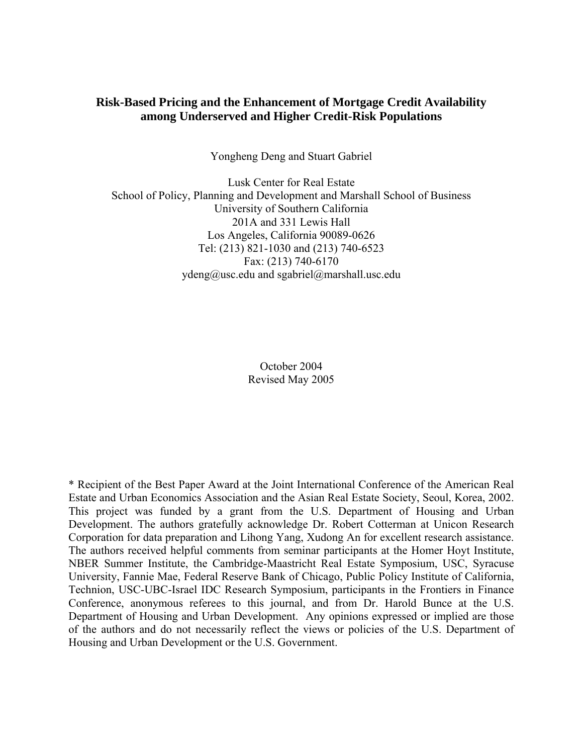# Risk-Based Pricing and the Enhancement of Mortgage Credit Availability among Underserved and Higher Credit-Risk Populations

Yongheng Deng and Stuart Gabriel

Lusk Center for Real Estate
School of Policy, Planning and Development and Marshall School of Business
University of Southern California
201A and 331 Lewis Hall
Los Angeles, California 90089-0626
Tel: (213) 821-1030 and (213) 740-6523
Fax: (213) 740-6170
ydeng@usc.edu and sgabriel@marshall.usc.edu

October 2004
Revised May 2005

* Recipient of the Best Paper Award at the Joint International Conference of the American Real Estate and Urban Economics Association and the Asian Real Estate Society, Seoul, Korea, 2002. This project was funded by a grant from the U.S. Department of Housing and Urban Development. The authors gratefully acknowledge Dr. Robert Cotterman at Unicon Research Corporation for data preparation and Lihong Yang, Xudong An for excellent research assistance. The authors received helpful comments from seminar participants at the Homer Hoyt Institute, NBER Summer Institute, the Cambridge-Maastricht Real Estate Symposium, USC, Syracuse University, Fannie Mae, Federal Reserve Bank of Chicago, Public Policy Institute of California, Technion, USC-UBC-Israel IDC Research Symposium, participants in the Frontiers in Finance Conference, anonymous referees to this journal, and from Dr. Harold Bunce at the U.S. Department of Housing and Urban Development. Any opinions expressed or implied are those of the authors and do not necessarily reflect the views or policies of the U.S. Department of Housing and Urban Development or the U.S. Government.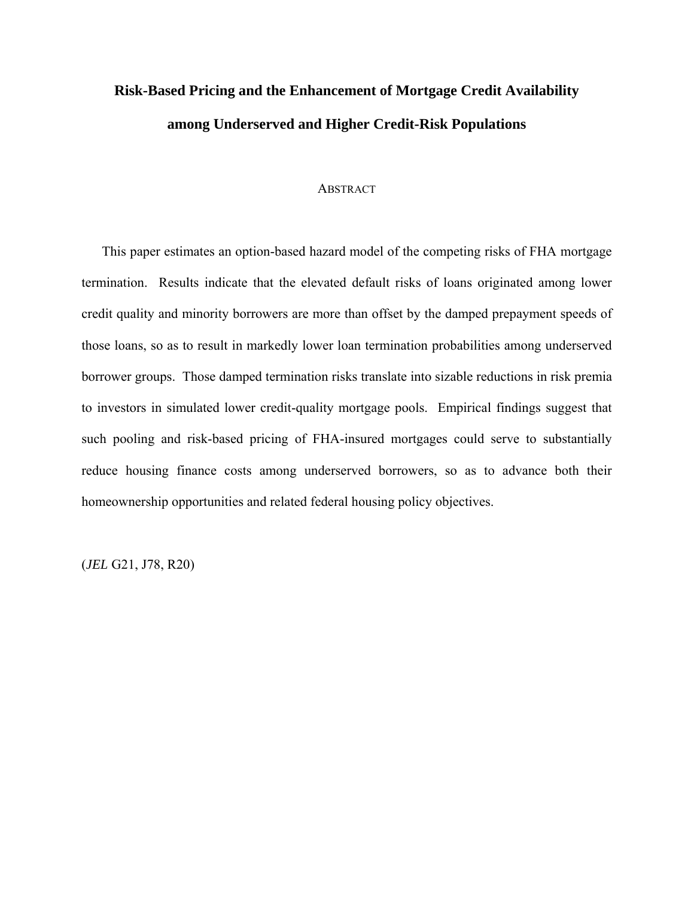# Risk-Based Pricing and the Enhancement of Mortgage Credit Availability among Underserved and Higher Credit-Risk Populations

## ABSTRACT

This paper estimates an option-based hazard model of the competing risks of FHA mortgage termination. Results indicate that the elevated default risks of loans originated among lower credit quality and minority borrowers are more than offset by the damped prepayment speeds of those loans, so as to result in markedly lower loan termination probabilities among underserved borrower groups. Those damped termination risks translate into sizable reductions in risk premia to investors in simulated lower credit-quality mortgage pools. Empirical findings suggest that such pooling and risk-based pricing of FHA-insured mortgages could serve to substantially reduce housing finance costs among underserved borrowers, so as to advance both their homeownership opportunities and related federal housing policy objectives.

(*JEL* G21, J78, R20)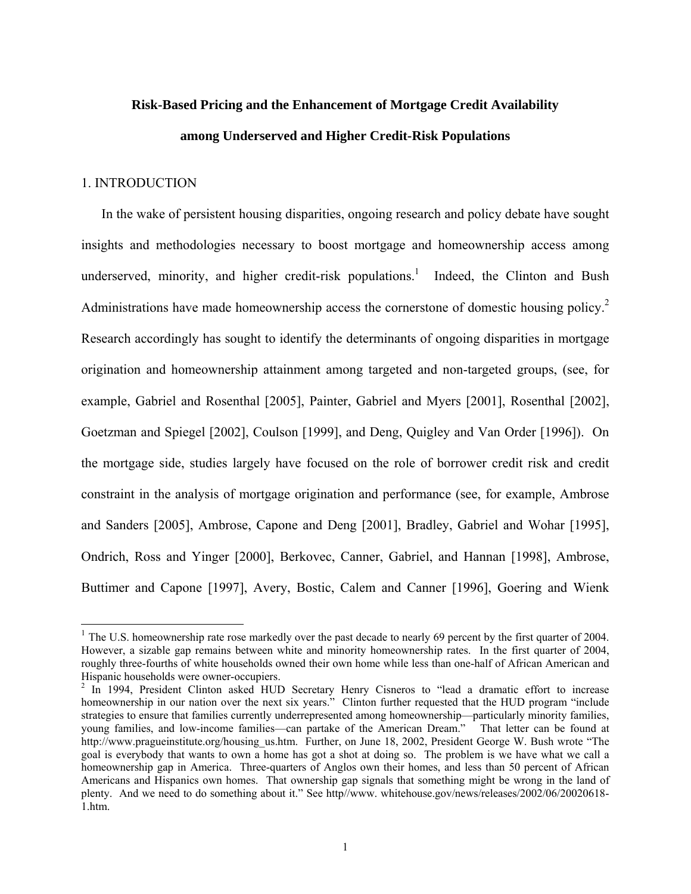# Risk-Based Pricing and the Enhancement of Mortgage Credit Availability among Underserved and Higher Credit-Risk Populations

## 1. INTRODUCTION

In the wake of persistent housing disparities, ongoing research and policy debate have sought insights and methodologies necessary to boost mortgage and homeownership access among underserved, minority, and higher credit-risk populations.[1] Indeed, the Clinton and Bush Administrations have made homeownership access the cornerstone of domestic housing policy.[2] Research accordingly has sought to identify the determinants of ongoing disparities in mortgage origination and homeownership attainment among targeted and non-targeted groups, (see, for example, Gabriel and Rosenthal [2005], Painter, Gabriel and Myers [2001], Rosenthal [2002], Goetzman and Spiegel [2002], Coulson [1999], and Deng, Quigley and Van Order [1996]). On the mortgage side, studies largely have focused on the role of borrower credit risk and credit constraint in the analysis of mortgage origination and performance (see, for example, Ambrose and Sanders [2005], Ambrose, Capone and Deng [2001], Bradley, Gabriel and Wohar [1995], Ondrich, Ross and Yinger [2000], Berkovec, Canner, Gabriel, and Hannan [1998], Ambrose, Buttimer and Capone [1997], Avery, Bostic, Calem and Canner [1996], Goering and Wienk

---

[1] The U.S. homeownership rate rose markedly over the past decade to nearly 69 percent by the first quarter of 2004. However, a sizable gap remains between white and minority homeownership rates. In the first quarter of 2004, roughly three-fourths of white households owned their own home while less than one-half of African American and Hispanic households were owner-occupiers.

[2] In 1994, President Clinton asked HUD Secretary Henry Cisneros to "lead a dramatic effort to increase homeownership in our nation over the next six years." Clinton further requested that the HUD program "include strategies to ensure that families currently underrepresented among homeownership—particularly minority families, young families, and low-income families—can partake of the American Dream." That letter can be found at http://www.pragueinstitute.org/housing_us.htm. Further, on June 18, 2002, President George W. Bush wrote "The goal is everybody that wants to own a home has got a shot at doing so. The problem is we have what we call a homeownership gap in America. Three-quarters of Anglos own their homes, and less than 50 percent of African Americans and Hispanics own homes. That ownership gap signals that something might be wrong in the land of plenty. And we need to do something about it." See http//www. whitehouse.gov/news/releases/2002/06/20020618-1.htm.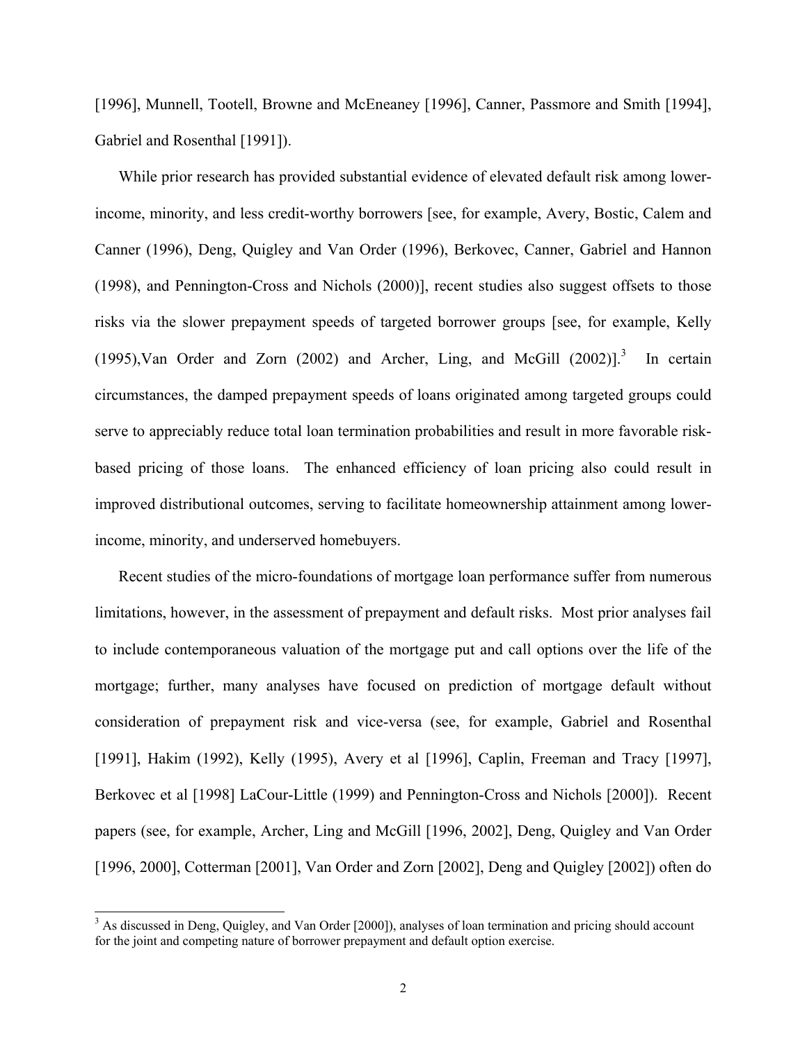[1996], Munnell, Tootell, Browne and McEneaney [1996], Canner, Passmore and Smith [1994], Gabriel and Rosenthal [1991]).

While prior research has provided substantial evidence of elevated default risk among lower-income, minority, and less credit-worthy borrowers [see, for example, Avery, Bostic, Calem and Canner (1996), Deng, Quigley and Van Order (1996), Berkovec, Canner, Gabriel and Hannon (1998), and Pennington-Cross and Nichols (2000)], recent studies also suggest offsets to those risks via the slower prepayment speeds of targeted borrower groups [see, for example, Kelly (1995),Van Order and Zorn (2002) and Archer, Ling, and McGill (2002)].[3] In certain circumstances, the damped prepayment speeds of loans originated among targeted groups could serve to appreciably reduce total loan termination probabilities and result in more favorable risk-based pricing of those loans. The enhanced efficiency of loan pricing also could result in improved distributional outcomes, serving to facilitate homeownership attainment among lower-income, minority, and underserved homebuyers.

Recent studies of the micro-foundations of mortgage loan performance suffer from numerous limitations, however, in the assessment of prepayment and default risks. Most prior analyses fail to include contemporaneous valuation of the mortgage put and call options over the life of the mortgage; further, many analyses have focused on prediction of mortgage default without consideration of prepayment risk and vice-versa (see, for example, Gabriel and Rosenthal [1991], Hakim (1992), Kelly (1995), Avery et al [1996], Caplin, Freeman and Tracy [1997], Berkovec et al [1998] LaCour-Little (1999) and Pennington-Cross and Nichols [2000]). Recent papers (see, for example, Archer, Ling and McGill [1996, 2002], Deng, Quigley and Van Order [1996, 2000], Cotterman [2001], Van Order and Zorn [2002], Deng and Quigley [2002]) often do

[3] As discussed in Deng, Quigley, and Van Order [2000]), analyses of loan termination and pricing should account for the joint and competing nature of borrower prepayment and default option exercise.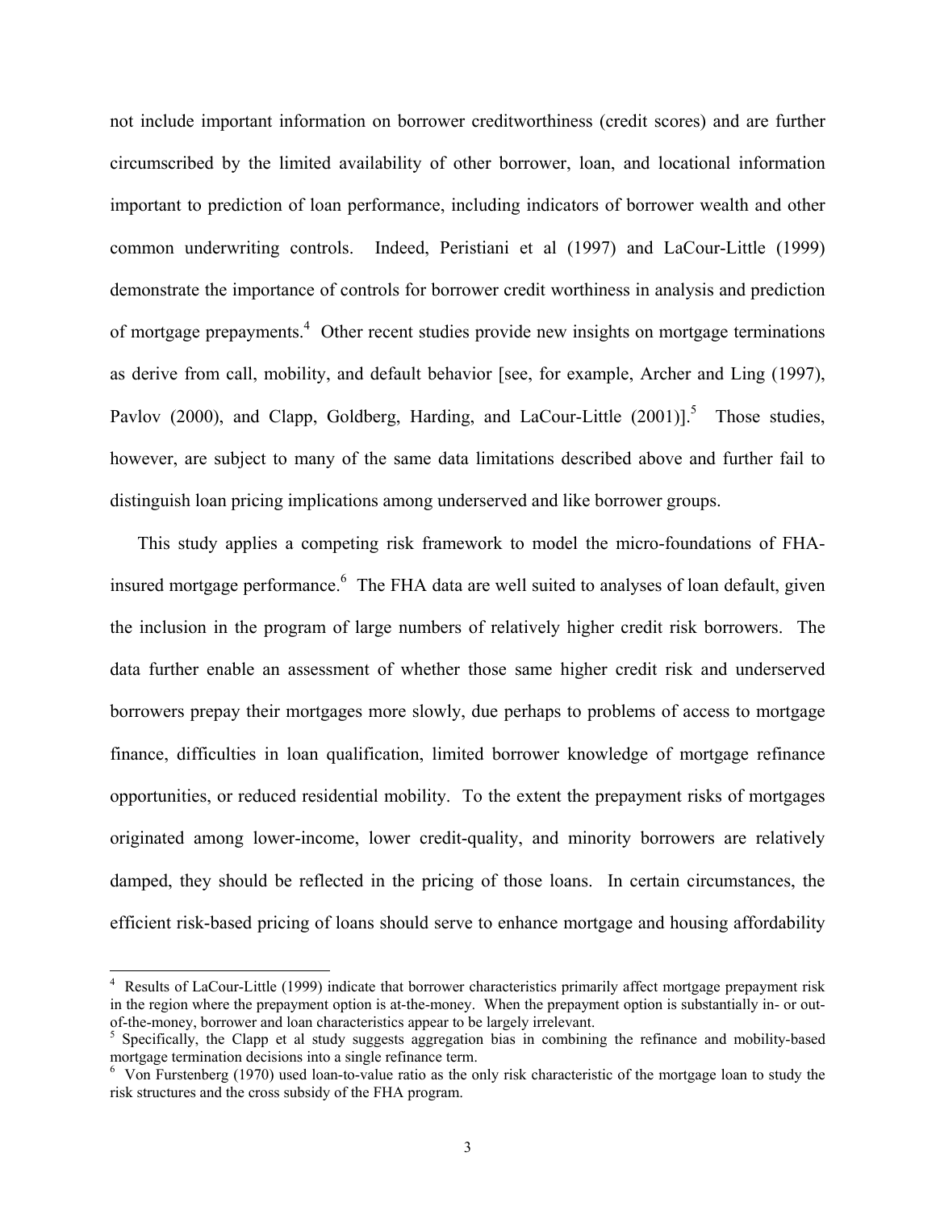not include important information on borrower creditworthiness (credit scores) and are further circumscribed by the limited availability of other borrower, loan, and locational information important to prediction of loan performance, including indicators of borrower wealth and other common underwriting controls. Indeed, Peristiani et al (1997) and LaCour-Little (1999) demonstrate the importance of controls for borrower credit worthiness in analysis and prediction of mortgage prepayments.[4] Other recent studies provide new insights on mortgage terminations as derive from call, mobility, and default behavior [see, for example, Archer and Ling (1997), Pavlov (2000), and Clapp, Goldberg, Harding, and LaCour-Little (2001)].[5] Those studies, however, are subject to many of the same data limitations described above and further fail to distinguish loan pricing implications among underserved and like borrower groups.

This study applies a competing risk framework to model the micro-foundations of FHA-insured mortgage performance.[6] The FHA data are well suited to analyses of loan default, given the inclusion in the program of large numbers of relatively higher credit risk borrowers. The data further enable an assessment of whether those same higher credit risk and underserved borrowers prepay their mortgages more slowly, due perhaps to problems of access to mortgage finance, difficulties in loan qualification, limited borrower knowledge of mortgage refinance opportunities, or reduced residential mobility. To the extent the prepayment risks of mortgages originated among lower-income, lower credit-quality, and minority borrowers are relatively damped, they should be reflected in the pricing of those loans. In certain circumstances, the efficient risk-based pricing of loans should serve to enhance mortgage and housing affordability

---

[4] Results of LaCour-Little (1999) indicate that borrower characteristics primarily affect mortgage prepayment risk in the region where the prepayment option is at-the-money. When the prepayment option is substantially in- or out-of-the-money, borrower and loan characteristics appear to be largely irrelevant.

[5] Specifically, the Clapp et al study suggests aggregation bias in combining the refinance and mobility-based mortgage termination decisions into a single refinance term.

[6] Von Furstenberg (1970) used loan-to-value ratio as the only risk characteristic of the mortgage loan to study the risk structures and the cross subsidy of the FHA program.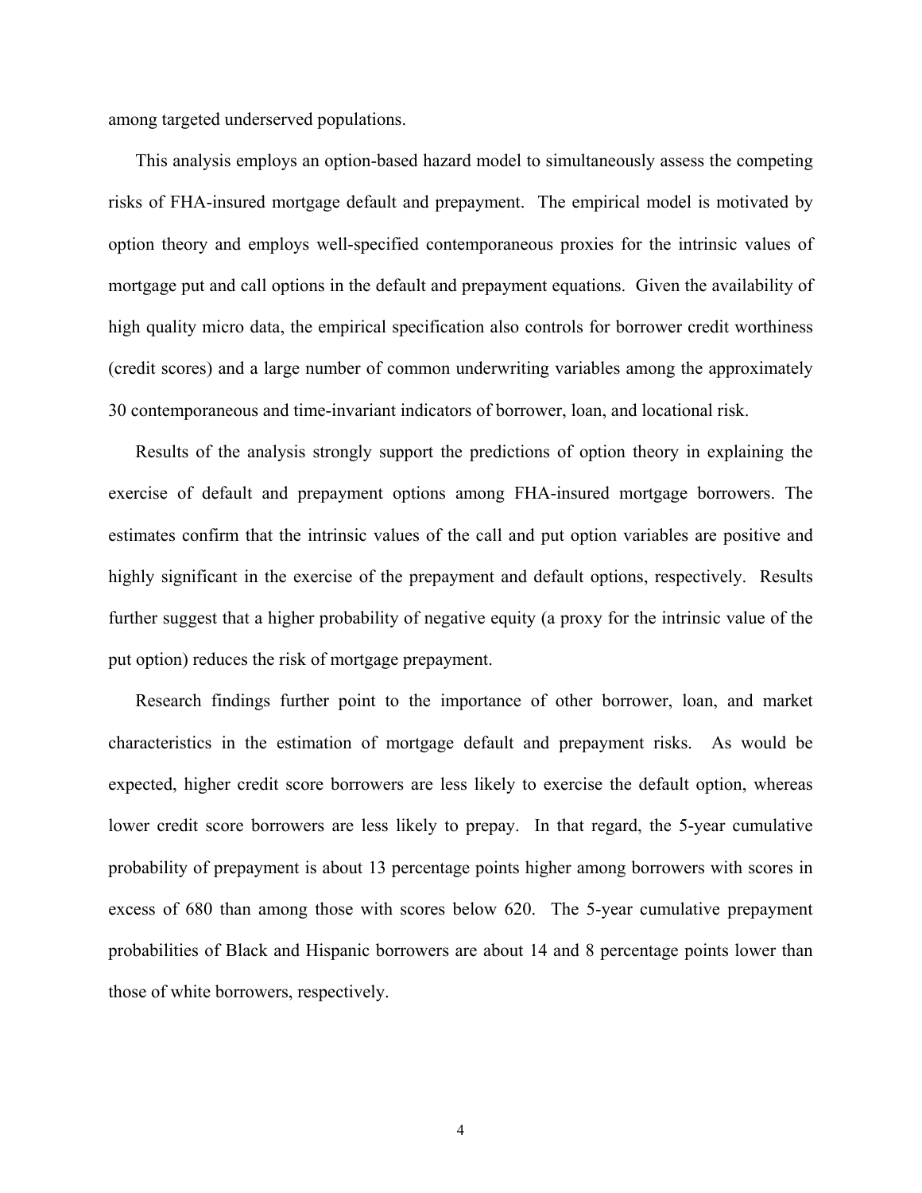among targeted underserved populations.

This analysis employs an option-based hazard model to simultaneously assess the competing risks of FHA-insured mortgage default and prepayment. The empirical model is motivated by option theory and employs well-specified contemporaneous proxies for the intrinsic values of mortgage put and call options in the default and prepayment equations. Given the availability of high quality micro data, the empirical specification also controls for borrower credit worthiness (credit scores) and a large number of common underwriting variables among the approximately 30 contemporaneous and time-invariant indicators of borrower, loan, and locational risk.

Results of the analysis strongly support the predictions of option theory in explaining the exercise of default and prepayment options among FHA-insured mortgage borrowers. The estimates confirm that the intrinsic values of the call and put option variables are positive and highly significant in the exercise of the prepayment and default options, respectively. Results further suggest that a higher probability of negative equity (a proxy for the intrinsic value of the put option) reduces the risk of mortgage prepayment.

Research findings further point to the importance of other borrower, loan, and market characteristics in the estimation of mortgage default and prepayment risks. As would be expected, higher credit score borrowers are less likely to exercise the default option, whereas lower credit score borrowers are less likely to prepay. In that regard, the 5-year cumulative probability of prepayment is about 13 percentage points higher among borrowers with scores in excess of 680 than among those with scores below 620. The 5-year cumulative prepayment probabilities of Black and Hispanic borrowers are about 14 and 8 percentage points lower than those of white borrowers, respectively.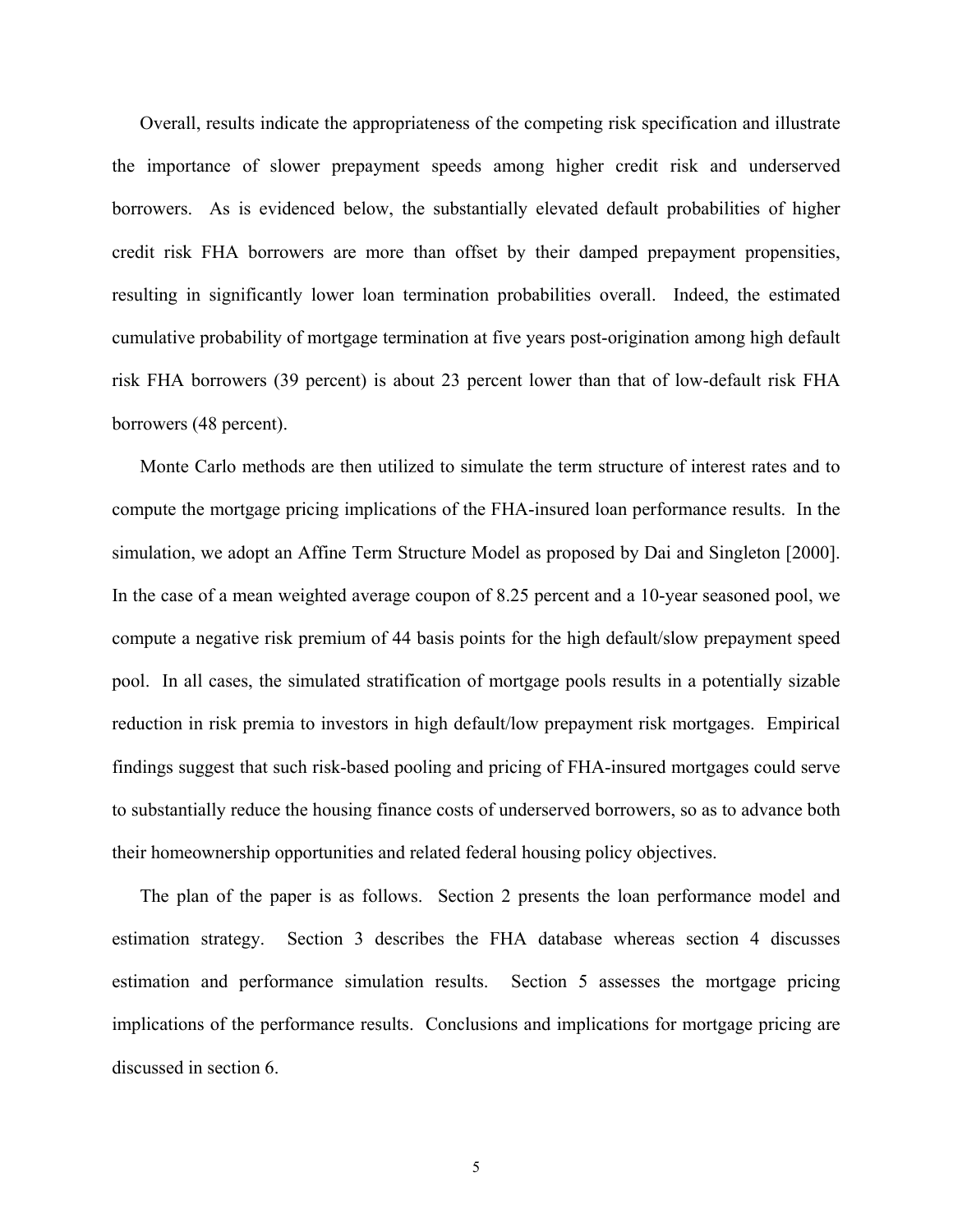Overall, results indicate the appropriateness of the competing risk specification and illustrate the importance of slower prepayment speeds among higher credit risk and underserved borrowers. As is evidenced below, the substantially elevated default probabilities of higher credit risk FHA borrowers are more than offset by their damped prepayment propensities, resulting in significantly lower loan termination probabilities overall. Indeed, the estimated cumulative probability of mortgage termination at five years post-origination among high default risk FHA borrowers (39 percent) is about 23 percent lower than that of low-default risk FHA borrowers (48 percent).

Monte Carlo methods are then utilized to simulate the term structure of interest rates and to compute the mortgage pricing implications of the FHA-insured loan performance results. In the simulation, we adopt an Affine Term Structure Model as proposed by Dai and Singleton [2000]. In the case of a mean weighted average coupon of 8.25 percent and a 10-year seasoned pool, we compute a negative risk premium of 44 basis points for the high default/slow prepayment speed pool. In all cases, the simulated stratification of mortgage pools results in a potentially sizable reduction in risk premia to investors in high default/low prepayment risk mortgages. Empirical findings suggest that such risk-based pooling and pricing of FHA-insured mortgages could serve to substantially reduce the housing finance costs of underserved borrowers, so as to advance both their homeownership opportunities and related federal housing policy objectives.

The plan of the paper is as follows. Section 2 presents the loan performance model and estimation strategy. Section 3 describes the FHA database whereas section 4 discusses estimation and performance simulation results. Section 5 assesses the mortgage pricing implications of the performance results. Conclusions and implications for mortgage pricing are discussed in section 6.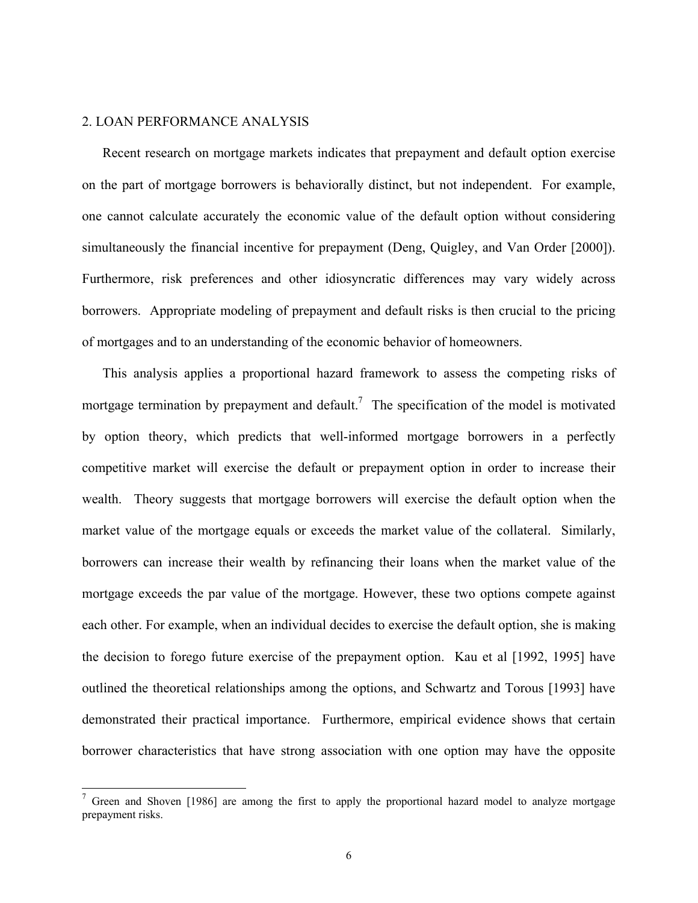## 2. LOAN PERFORMANCE ANALYSIS

Recent research on mortgage markets indicates that prepayment and default option exercise on the part of mortgage borrowers is behaviorally distinct, but not independent. For example, one cannot calculate accurately the economic value of the default option without considering simultaneously the financial incentive for prepayment (Deng, Quigley, and Van Order [2000]). Furthermore, risk preferences and other idiosyncratic differences may vary widely across borrowers. Appropriate modeling of prepayment and default risks is then crucial to the pricing of mortgages and to an understanding of the economic behavior of homeowners.

This analysis applies a proportional hazard framework to assess the competing risks of mortgage termination by prepayment and default.[7] The specification of the model is motivated by option theory, which predicts that well-informed mortgage borrowers in a perfectly competitive market will exercise the default or prepayment option in order to increase their wealth. Theory suggests that mortgage borrowers will exercise the default option when the market value of the mortgage equals or exceeds the market value of the collateral. Similarly, borrowers can increase their wealth by refinancing their loans when the market value of the mortgage exceeds the par value of the mortgage. However, these two options compete against each other. For example, when an individual decides to exercise the default option, she is making the decision to forego future exercise of the prepayment option. Kau et al [1992, 1995] have outlined the theoretical relationships among the options, and Schwartz and Torous [1993] have demonstrated their practical importance. Furthermore, empirical evidence shows that certain borrower characteristics that have strong association with one option may have the opposite

[7] Green and Shoven [1986] are among the first to apply the proportional hazard model to analyze mortgage prepayment risks.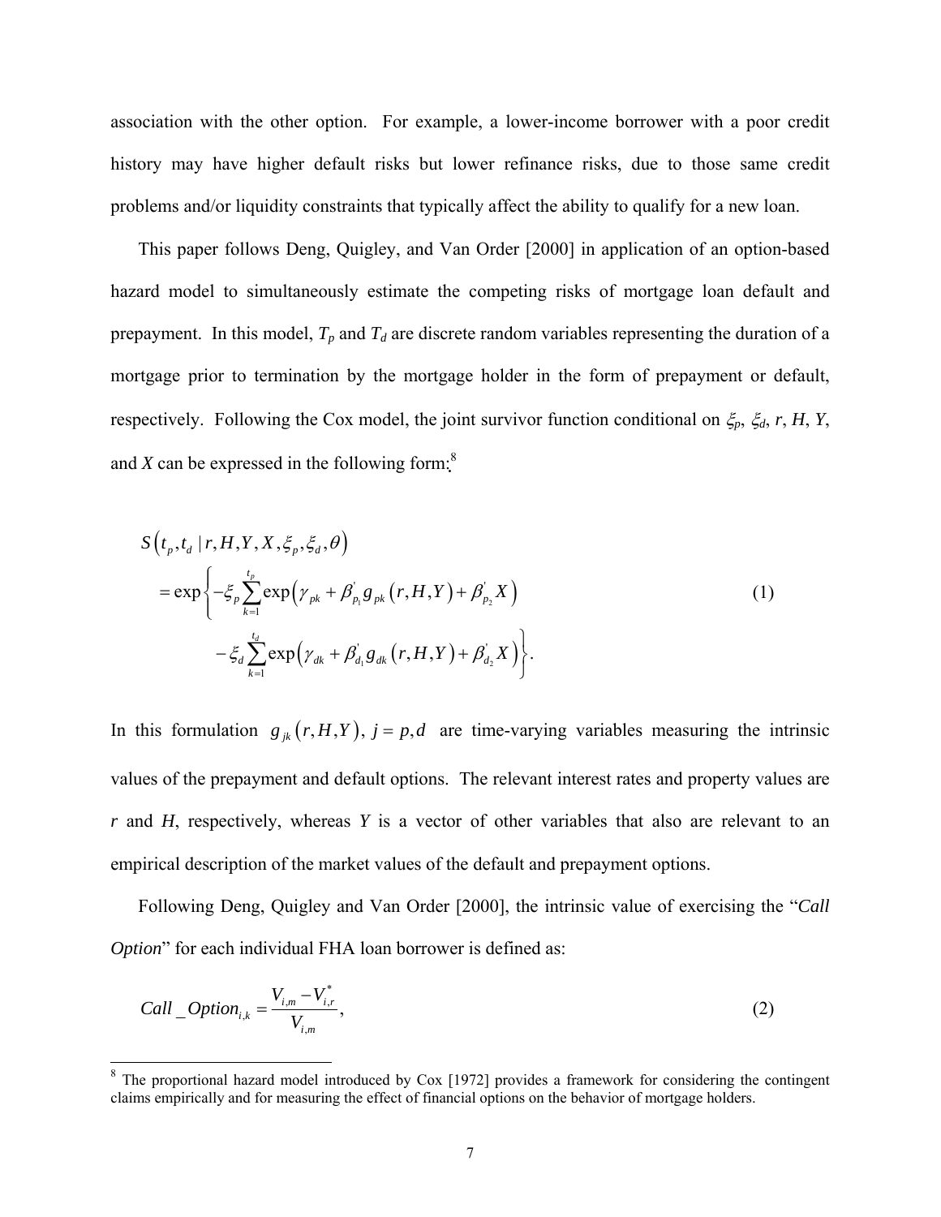association with the other option. For example, a lower-income borrower with a poor credit history may have higher default risks but lower refinance risks, due to those same credit problems and/or liquidity constraints that typically affect the ability to qualify for a new loan.

This paper follows Deng, Quigley, and Van Order [2000] in application of an option-based hazard model to simultaneously estimate the competing risks of mortgage loan default and prepayment. In this model, $T_p$ and $T_d$ are discrete random variables representing the duration of a mortgage prior to termination by the mortgage holder in the form of prepayment or default, respectively. Following the Cox model, the joint survivor function conditional on $\xi_p$, $\xi_d$, $r$, $H$, $Y$, and $X$ can be expressed in the following form:[8]

$$
\begin{aligned}
S\left(t_p, t_d \mid r, H, Y, X, \xi_p, \xi_d, \theta\right) \\
= \exp\Bigg\{ -\xi_p \sum_{k=1}^{t_p} \exp\left(\gamma_{pk} + \beta'_{p_1} g_{pk}\left(r, H, Y\right) + \beta'_{p_2} X\right) \\
- \xi_d \sum_{k=1}^{t_d} \exp\left(\gamma_{dk} + \beta'_{d_1} g_{dk}\left(r, H, Y\right) + \beta'_{d_2} X\right) \Bigg\}.
\end{aligned}
\tag{1}
$$

In this formulation $g_{jk}\left(r, H, Y\right),\ j = p, d$ are time-varying variables measuring the intrinsic values of the prepayment and default options. The relevant interest rates and property values are $r$ and $H$, respectively, whereas $Y$ is a vector of other variables that also are relevant to an empirical description of the market values of the default and prepayment options.

Following Deng, Quigley and Van Order [2000], the intrinsic value of exercising the "*Call Option*" for each individual FHA loan borrower is defined as:

$$
Call\_Option_{i,k} = \frac{V_{i,m} - V^*_{i,r}}{V_{i,m}},
\tag{2}
$$

[8] The proportional hazard model introduced by Cox [1972] provides a framework for considering the contingent claims empirically and for measuring the effect of financial options on the behavior of mortgage holders.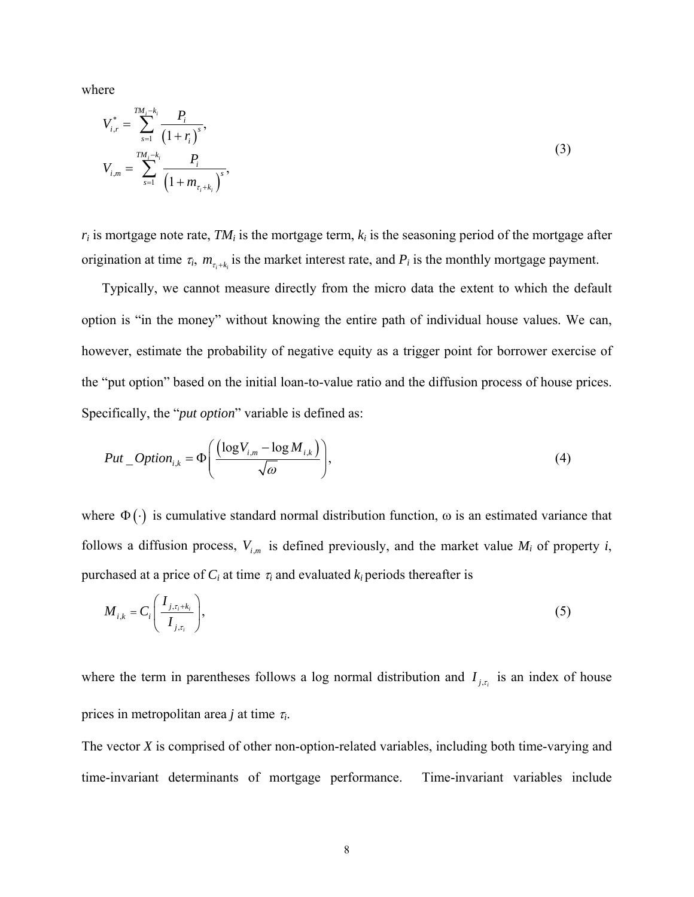where

$$
\begin{aligned}
V_{i,r}^{*} &= \sum_{s=1}^{TM_i - k_i} \frac{P_i}{\left(1+r_i\right)^s}, \\
V_{i,m} &= \sum_{s=1}^{TM_i - k_i} \frac{P_i}{\left(1+m_{\tau_i + k_i}\right)^s},
\end{aligned}
\tag{3}
$$

$r_i$ is mortgage note rate, $TM_i$ is the mortgage term, $k_i$ is the seasoning period of the mortgage after origination at time $\tau_i$, $m_{\tau_i + k_i}$ is the market interest rate, and $P_i$ is the monthly mortgage payment.

Typically, we cannot measure directly from the micro data the extent to which the default option is "in the money" without knowing the entire path of individual house values. We can, however, estimate the probability of negative equity as a trigger point for borrower exercise of the "put option" based on the initial loan-to-value ratio and the diffusion process of house prices. Specifically, the "*put option*" variable is defined as:

$$
Put\_Option_{i,k} = \Phi\left(\frac{\left(\log V_{i,m} - \log M_{i,k}\right)}{\sqrt{\omega}}\right), \tag{4}
$$

where $\Phi(\cdot)$ is cumulative standard normal distribution function, $\omega$ is an estimated variance that follows a diffusion process, $V_{i,m}$ is defined previously, and the market value $M_i$ of property $i$, purchased at a price of $C_i$ at time $\tau_i$ and evaluated $k_i$ periods thereafter is

$$
M_{i,k} = C_i\left(\frac{I_{j,\tau_i + k_i}}{I_{j,\tau_i}}\right), \tag{5}
$$

where the term in parentheses follows a log normal distribution and $I_{j,\tau_i}$ is an index of house prices in metropolitan area $j$ at time $\tau_i$.

The vector $X$ is comprised of other non-option-related variables, including both time-varying and time-invariant determinants of mortgage performance. Time-invariant variables include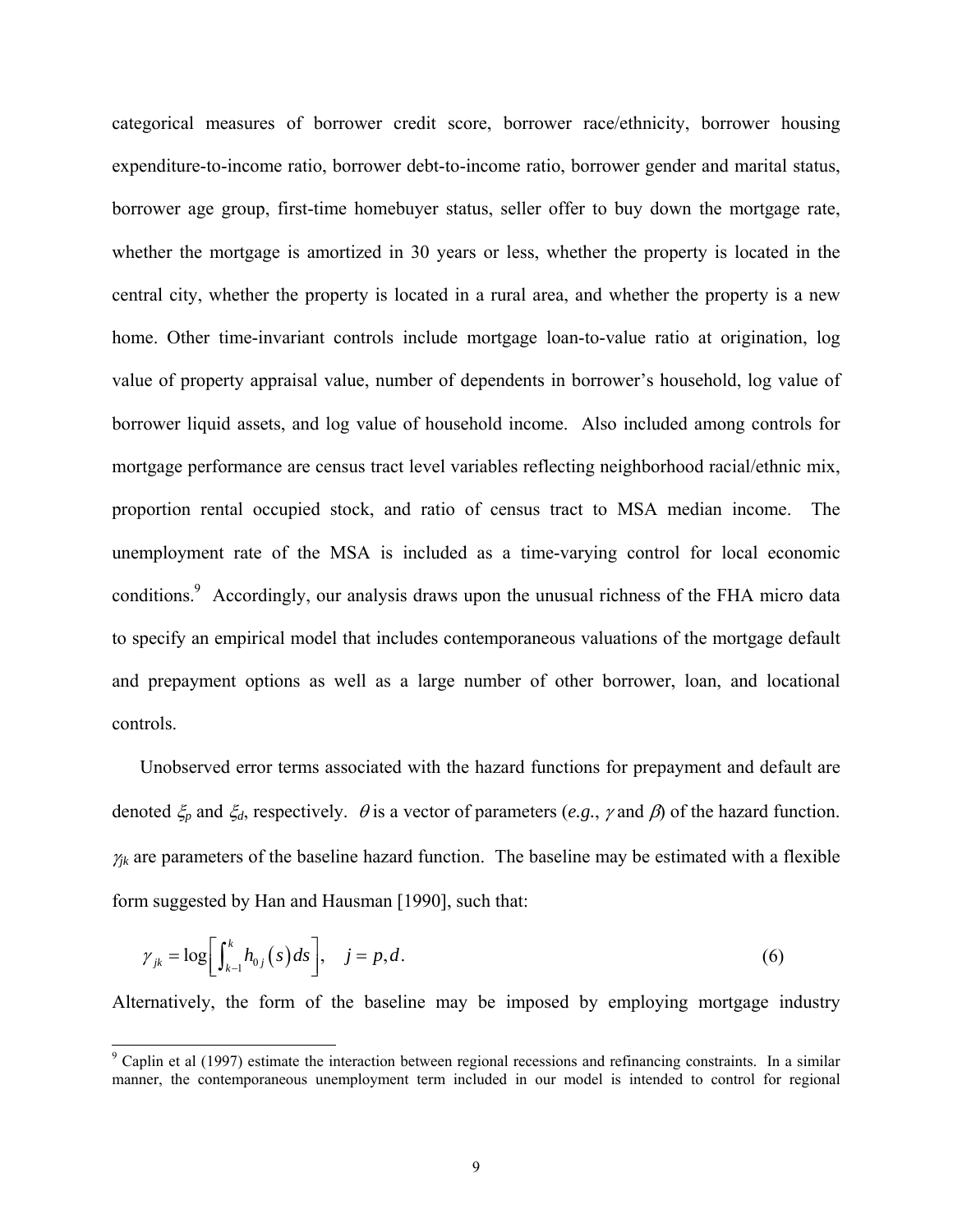categorical measures of borrower credit score, borrower race/ethnicity, borrower housing expenditure-to-income ratio, borrower debt-to-income ratio, borrower gender and marital status, borrower age group, first-time homebuyer status, seller offer to buy down the mortgage rate, whether the mortgage is amortized in 30 years or less, whether the property is located in the central city, whether the property is located in a rural area, and whether the property is a new home. Other time-invariant controls include mortgage loan-to-value ratio at origination, log value of property appraisal value, number of dependents in borrower's household, log value of borrower liquid assets, and log value of household income. Also included among controls for mortgage performance are census tract level variables reflecting neighborhood racial/ethnic mix, proportion rental occupied stock, and ratio of census tract to MSA median income. The unemployment rate of the MSA is included as a time-varying control for local economic conditions.[9] Accordingly, our analysis draws upon the unusual richness of the FHA micro data to specify an empirical model that includes contemporaneous valuations of the mortgage default and prepayment options as well as a large number of other borrower, loan, and locational controls.

Unobserved error terms associated with the hazard functions for prepayment and default are denoted $\xi_p$ and $\xi_d$, respectively. $\theta$ is a vector of parameters (*e.g.*, $\gamma$ and $\beta$) of the hazard function. $\gamma_{jk}$ are parameters of the baseline hazard function. The baseline may be estimated with a flexible form suggested by Han and Hausman [1990], such that:

$$\gamma_{jk} = \log\left[\int_{k-1}^{k} h_{0j}(s)\,ds\right], \quad j = p, d. \tag{6}$$

Alternatively, the form of the baseline may be imposed by employing mortgage industry

[9] Caplin et al (1997) estimate the interaction between regional recessions and refinancing constraints. In a similar manner, the contemporaneous unemployment term included in our model is intended to control for regional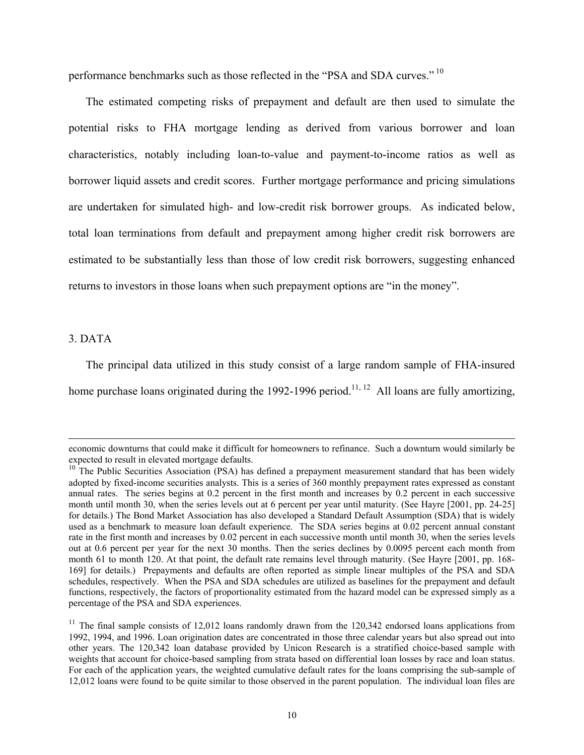performance benchmarks such as those reflected in the "PSA and SDA curves." [10]

The estimated competing risks of prepayment and default are then used to simulate the potential risks to FHA mortgage lending as derived from various borrower and loan characteristics, notably including loan-to-value and payment-to-income ratios as well as borrower liquid assets and credit scores. Further mortgage performance and pricing simulations are undertaken for simulated high- and low-credit risk borrower groups. As indicated below, total loan terminations from default and prepayment among higher credit risk borrowers are estimated to be substantially less than those of low credit risk borrowers, suggesting enhanced returns to investors in those loans when such prepayment options are "in the money".

## 3. DATA

The principal data utilized in this study consist of a large random sample of FHA-insured home purchase loans originated during the 1992-1996 period.[11, 12] All loans are fully amortizing,

---

economic downturns that could make it difficult for homeowners to refinance. Such a downturn would similarly be expected to result in elevated mortgage defaults.

[10] The Public Securities Association (PSA) has defined a prepayment measurement standard that has been widely adopted by fixed-income securities analysts. This is a series of 360 monthly prepayment rates expressed as constant annual rates. The series begins at 0.2 percent in the first month and increases by 0.2 percent in each successive month until month 30, when the series levels out at 6 percent per year until maturity. (See Hayre [2001, pp. 24-25] for details.) The Bond Market Association has also developed a Standard Default Assumption (SDA) that is widely used as a benchmark to measure loan default experience. The SDA series begins at 0.02 percent annual constant rate in the first month and increases by 0.02 percent in each successive month until month 30, when the series levels out at 0.6 percent per year for the next 30 months. Then the series declines by 0.0095 percent each month from month 61 to month 120. At that point, the default rate remains level through maturity. (See Hayre [2001, pp. 168-169] for details.) Prepayments and defaults are often reported as simple linear multiples of the PSA and SDA schedules, respectively. When the PSA and SDA schedules are utilized as baselines for the prepayment and default functions, respectively, the factors of proportionality estimated from the hazard model can be expressed simply as a percentage of the PSA and SDA experiences.

[11] The final sample consists of 12,012 loans randomly drawn from the 120,342 endorsed loans applications from 1992, 1994, and 1996. Loan origination dates are concentrated in those three calendar years but also spread out into other years. The 120,342 loan database provided by Unicon Research is a stratified choice-based sample with weights that account for choice-based sampling from strata based on differential loan losses by race and loan status. For each of the application years, the weighted cumulative default rates for the loans comprising the sub-sample of 12,012 loans were found to be quite similar to those observed in the parent population. The individual loan files are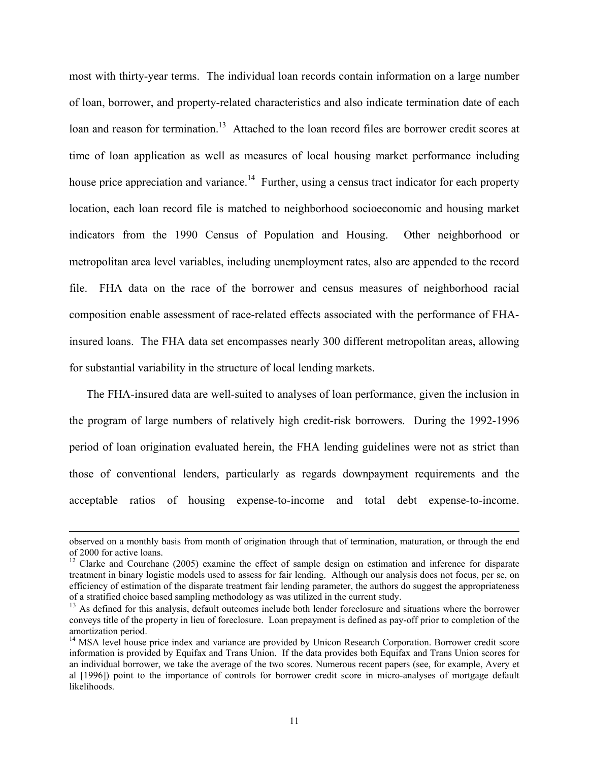most with thirty-year terms. The individual loan records contain information on a large number of loan, borrower, and property-related characteristics and also indicate termination date of each loan and reason for termination.[13] Attached to the loan record files are borrower credit scores at time of loan application as well as measures of local housing market performance including house price appreciation and variance.[14] Further, using a census tract indicator for each property location, each loan record file is matched to neighborhood socioeconomic and housing market indicators from the 1990 Census of Population and Housing. Other neighborhood or metropolitan area level variables, including unemployment rates, also are appended to the record file. FHA data on the race of the borrower and census measures of neighborhood racial composition enable assessment of race-related effects associated with the performance of FHA-insured loans. The FHA data set encompasses nearly 300 different metropolitan areas, allowing for substantial variability in the structure of local lending markets.

The FHA-insured data are well-suited to analyses of loan performance, given the inclusion in the program of large numbers of relatively high credit-risk borrowers. During the 1992-1996 period of loan origination evaluated herein, the FHA lending guidelines were not as strict than those of conventional lenders, particularly as regards downpayment requirements and the acceptable ratios of housing expense-to-income and total debt expense-to-income.

---

observed on a monthly basis from month of origination through that of termination, maturation, or through the end of 2000 for active loans.

[12] Clarke and Courchane (2005) examine the effect of sample design on estimation and inference for disparate treatment in binary logistic models used to assess for fair lending. Although our analysis does not focus, per se, on efficiency of estimation of the disparate treatment fair lending parameter, the authors do suggest the appropriateness of a stratified choice based sampling methodology as was utilized in the current study.

[13] As defined for this analysis, default outcomes include both lender foreclosure and situations where the borrower conveys title of the property in lieu of foreclosure. Loan prepayment is defined as pay-off prior to completion of the amortization period.

[14] MSA level house price index and variance are provided by Unicon Research Corporation. Borrower credit score information is provided by Equifax and Trans Union. If the data provides both Equifax and Trans Union scores for an individual borrower, we take the average of the two scores. Numerous recent papers (see, for example, Avery et al [1996]) point to the importance of controls for borrower credit score in micro-analyses of mortgage default likelihoods.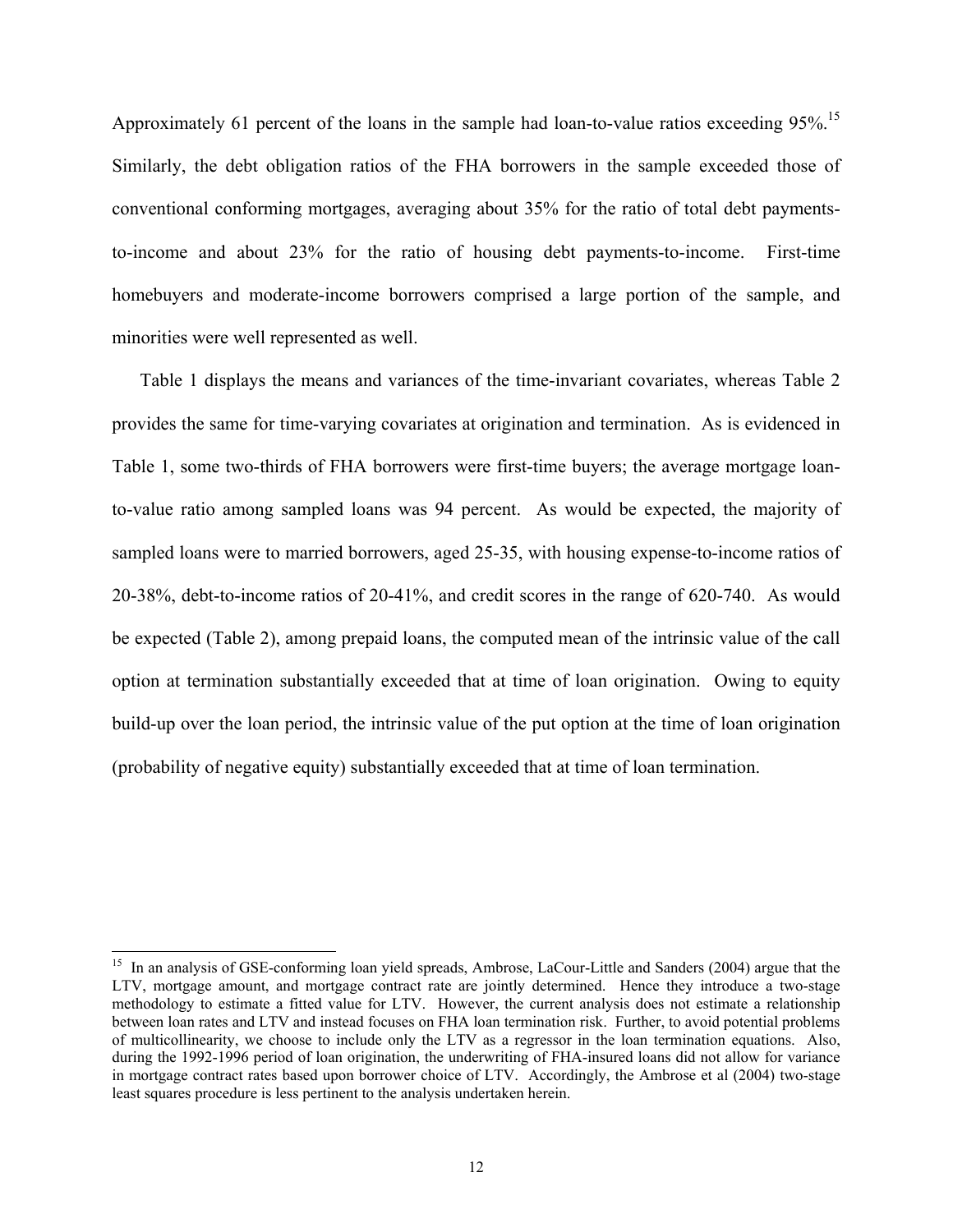Approximately 61 percent of the loans in the sample had loan-to-value ratios exceeding 95%.[15] Similarly, the debt obligation ratios of the FHA borrowers in the sample exceeded those of conventional conforming mortgages, averaging about 35% for the ratio of total debt payments-to-income and about 23% for the ratio of housing debt payments-to-income. First-time homebuyers and moderate-income borrowers comprised a large portion of the sample, and minorities were well represented as well.

Table 1 displays the means and variances of the time-invariant covariates, whereas Table 2 provides the same for time-varying covariates at origination and termination. As is evidenced in Table 1, some two-thirds of FHA borrowers were first-time buyers; the average mortgage loan-to-value ratio among sampled loans was 94 percent. As would be expected, the majority of sampled loans were to married borrowers, aged 25-35, with housing expense-to-income ratios of 20-38%, debt-to-income ratios of 20-41%, and credit scores in the range of 620-740. As would be expected (Table 2), among prepaid loans, the computed mean of the intrinsic value of the call option at termination substantially exceeded that at time of loan origination. Owing to equity build-up over the loan period, the intrinsic value of the put option at the time of loan origination (probability of negative equity) substantially exceeded that at time of loan termination.

---

[15] In an analysis of GSE-conforming loan yield spreads, Ambrose, LaCour-Little and Sanders (2004) argue that the LTV, mortgage amount, and mortgage contract rate are jointly determined. Hence they introduce a two-stage methodology to estimate a fitted value for LTV. However, the current analysis does not estimate a relationship between loan rates and LTV and instead focuses on FHA loan termination risk. Further, to avoid potential problems of multicollinearity, we choose to include only the LTV as a regressor in the loan termination equations. Also, during the 1992-1996 period of loan origination, the underwriting of FHA-insured loans did not allow for variance in mortgage contract rates based upon borrower choice of LTV. Accordingly, the Ambrose et al (2004) two-stage least squares procedure is less pertinent to the analysis undertaken herein.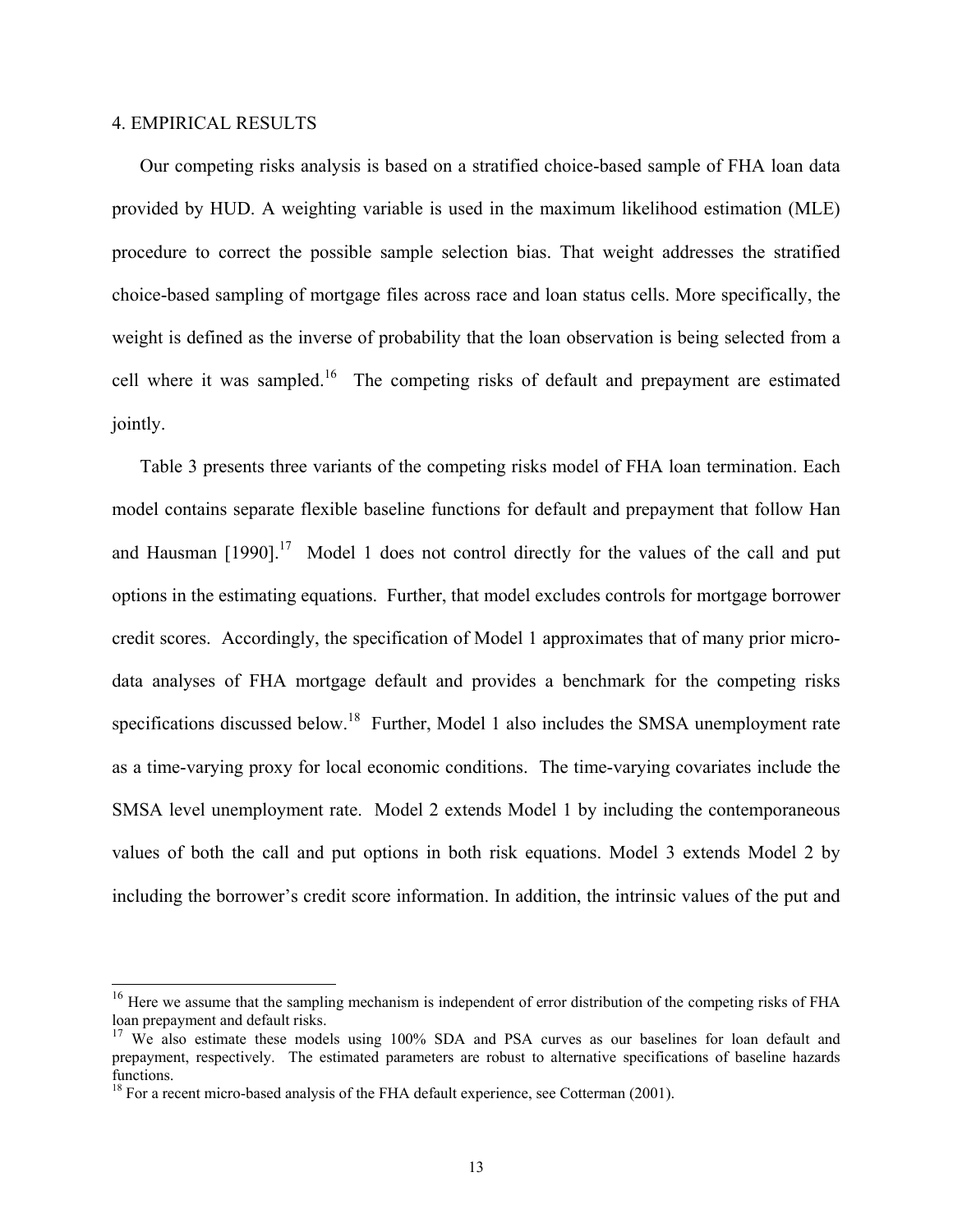## 4. EMPIRICAL RESULTS

Our competing risks analysis is based on a stratified choice-based sample of FHA loan data provided by HUD. A weighting variable is used in the maximum likelihood estimation (MLE) procedure to correct the possible sample selection bias. That weight addresses the stratified choice-based sampling of mortgage files across race and loan status cells. More specifically, the weight is defined as the inverse of probability that the loan observation is being selected from a cell where it was sampled.[16] The competing risks of default and prepayment are estimated jointly.

Table 3 presents three variants of the competing risks model of FHA loan termination. Each model contains separate flexible baseline functions for default and prepayment that follow Han and Hausman [1990].[17] Model 1 does not control directly for the values of the call and put options in the estimating equations. Further, that model excludes controls for mortgage borrower credit scores. Accordingly, the specification of Model 1 approximates that of many prior micro-data analyses of FHA mortgage default and provides a benchmark for the competing risks specifications discussed below.[18] Further, Model 1 also includes the SMSA unemployment rate as a time-varying proxy for local economic conditions. The time-varying covariates include the SMSA level unemployment rate. Model 2 extends Model 1 by including the contemporaneous values of both the call and put options in both risk equations. Model 3 extends Model 2 by including the borrower's credit score information. In addition, the intrinsic values of the put and

---

[16] Here we assume that the sampling mechanism is independent of error distribution of the competing risks of FHA loan prepayment and default risks.

[17] We also estimate these models using 100% SDA and PSA curves as our baselines for loan default and prepayment, respectively. The estimated parameters are robust to alternative specifications of baseline hazards functions.

[18] For a recent micro-based analysis of the FHA default experience, see Cotterman (2001).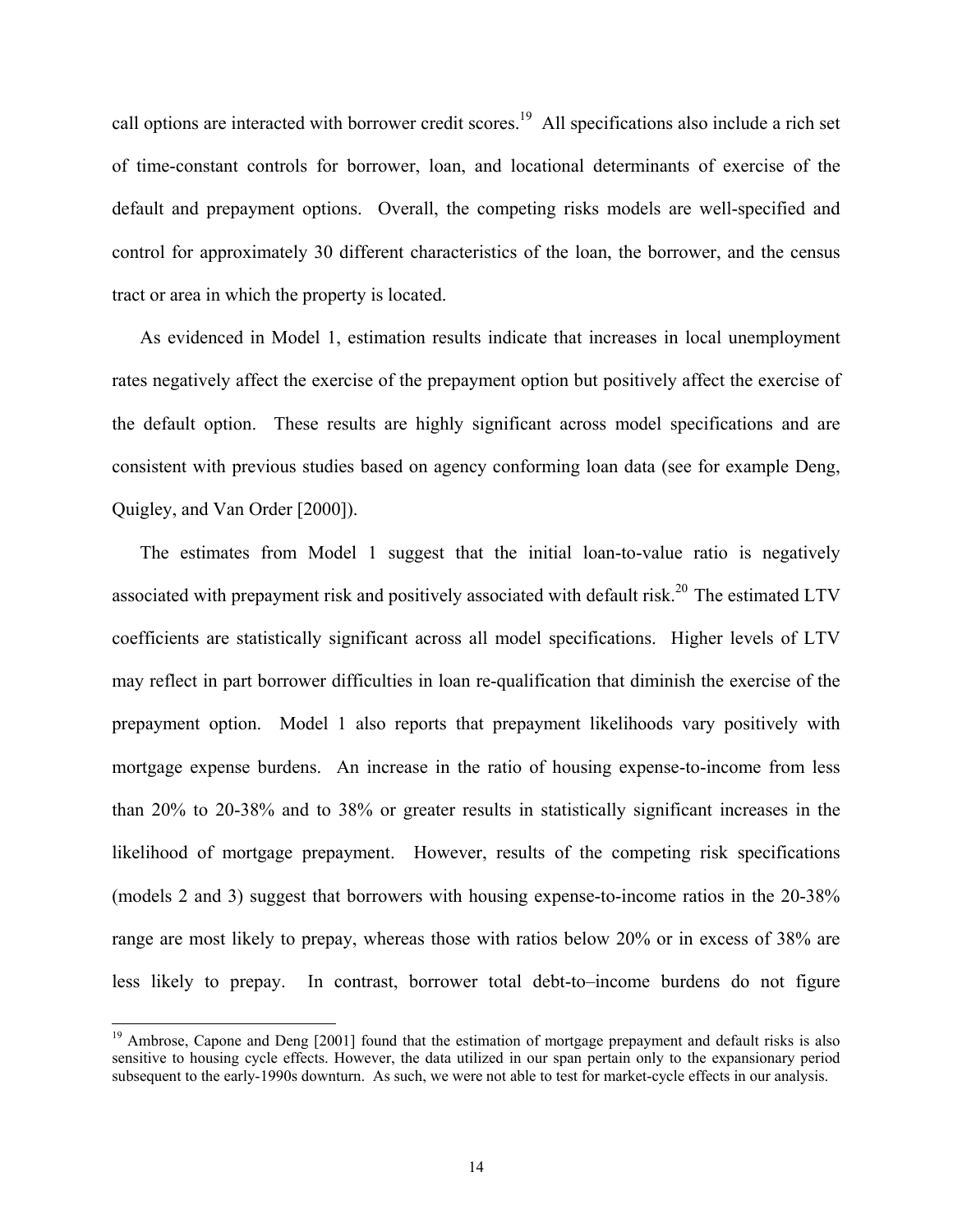call options are interacted with borrower credit scores.[19] All specifications also include a rich set of time-constant controls for borrower, loan, and locational determinants of exercise of the default and prepayment options. Overall, the competing risks models are well-specified and control for approximately 30 different characteristics of the loan, the borrower, and the census tract or area in which the property is located.

As evidenced in Model 1, estimation results indicate that increases in local unemployment rates negatively affect the exercise of the prepayment option but positively affect the exercise of the default option. These results are highly significant across model specifications and are consistent with previous studies based on agency conforming loan data (see for example Deng, Quigley, and Van Order [2000]).

The estimates from Model 1 suggest that the initial loan-to-value ratio is negatively associated with prepayment risk and positively associated with default risk.[20] The estimated LTV coefficients are statistically significant across all model specifications. Higher levels of LTV may reflect in part borrower difficulties in loan re-qualification that diminish the exercise of the prepayment option. Model 1 also reports that prepayment likelihoods vary positively with mortgage expense burdens. An increase in the ratio of housing expense-to-income from less than 20% to 20-38% and to 38% or greater results in statistically significant increases in the likelihood of mortgage prepayment. However, results of the competing risk specifications (models 2 and 3) suggest that borrowers with housing expense-to-income ratios in the 20-38% range are most likely to prepay, whereas those with ratios below 20% or in excess of 38% are less likely to prepay. In contrast, borrower total debt-to–income burdens do not figure

[19] Ambrose, Capone and Deng [2001] found that the estimation of mortgage prepayment and default risks is also sensitive to housing cycle effects. However, the data utilized in our span pertain only to the expansionary period subsequent to the early-1990s downturn. As such, we were not able to test for market-cycle effects in our analysis.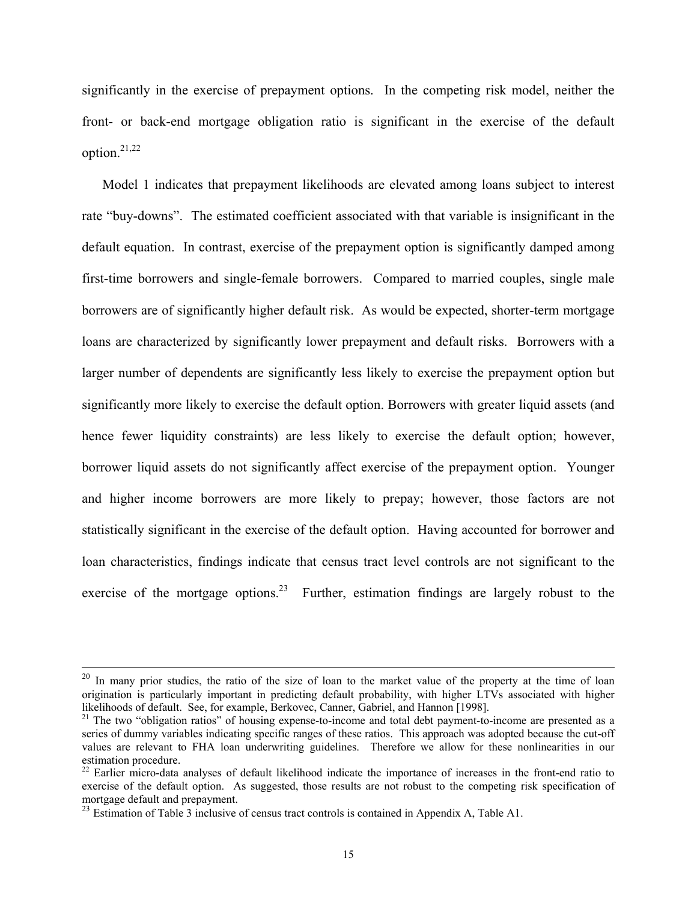significantly in the exercise of prepayment options. In the competing risk model, neither the front- or back-end mortgage obligation ratio is significant in the exercise of the default option.[21,22]

Model 1 indicates that prepayment likelihoods are elevated among loans subject to interest rate "buy-downs". The estimated coefficient associated with that variable is insignificant in the default equation. In contrast, exercise of the prepayment option is significantly damped among first-time borrowers and single-female borrowers. Compared to married couples, single male borrowers are of significantly higher default risk. As would be expected, shorter-term mortgage loans are characterized by significantly lower prepayment and default risks. Borrowers with a larger number of dependents are significantly less likely to exercise the prepayment option but significantly more likely to exercise the default option. Borrowers with greater liquid assets (and hence fewer liquidity constraints) are less likely to exercise the default option; however, borrower liquid assets do not significantly affect exercise of the prepayment option. Younger and higher income borrowers are more likely to prepay; however, those factors are not statistically significant in the exercise of the default option. Having accounted for borrower and loan characteristics, findings indicate that census tract level controls are not significant to the exercise of the mortgage options.[23] Further, estimation findings are largely robust to the

---

[20] In many prior studies, the ratio of the size of loan to the market value of the property at the time of loan origination is particularly important in predicting default probability, with higher LTVs associated with higher likelihoods of default. See, for example, Berkovec, Canner, Gabriel, and Hannon [1998].

[21] The two "obligation ratios" of housing expense-to-income and total debt payment-to-income are presented as a series of dummy variables indicating specific ranges of these ratios. This approach was adopted because the cut-off values are relevant to FHA loan underwriting guidelines. Therefore we allow for these nonlinearities in our estimation procedure.

[22] Earlier micro-data analyses of default likelihood indicate the importance of increases in the front-end ratio to exercise of the default option. As suggested, those results are not robust to the competing risk specification of mortgage default and prepayment.

[23] Estimation of Table 3 inclusive of census tract controls is contained in Appendix A, Table A1.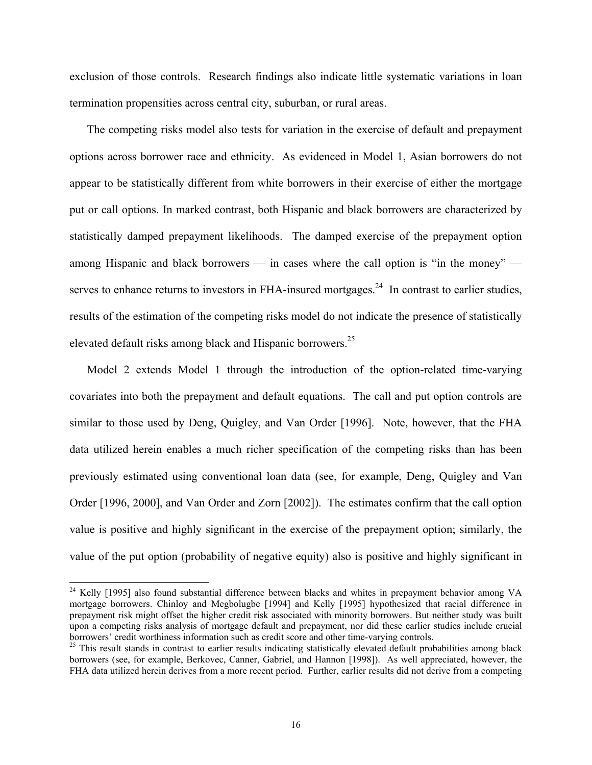exclusion of those controls. Research findings also indicate little systematic variations in loan termination propensities across central city, suburban, or rural areas.

The competing risks model also tests for variation in the exercise of default and prepayment options across borrower race and ethnicity. As evidenced in Model 1, Asian borrowers do not appear to be statistically different from white borrowers in their exercise of either the mortgage put or call options. In marked contrast, both Hispanic and black borrowers are characterized by statistically damped prepayment likelihoods. The damped exercise of the prepayment option among Hispanic and black borrowers — in cases where the call option is "in the money" — serves to enhance returns to investors in FHA-insured mortgages.[24] In contrast to earlier studies, results of the estimation of the competing risks model do not indicate the presence of statistically elevated default risks among black and Hispanic borrowers.[25]

Model 2 extends Model 1 through the introduction of the option-related time-varying covariates into both the prepayment and default equations. The call and put option controls are similar to those used by Deng, Quigley, and Van Order [1996]. Note, however, that the FHA data utilized herein enables a much richer specification of the competing risks than has been previously estimated using conventional loan data (see, for example, Deng, Quigley and Van Order [1996, 2000], and Van Order and Zorn [2002]). The estimates confirm that the call option value is positive and highly significant in the exercise of the prepayment option; similarly, the value of the put option (probability of negative equity) also is positive and highly significant in

---

[24] Kelly [1995] also found substantial difference between blacks and whites in prepayment behavior among VA mortgage borrowers. Chinloy and Megbolugbe [1994] and Kelly [1995] hypothesized that racial difference in prepayment risk might offset the higher credit risk associated with minority borrowers. But neither study was built upon a competing risks analysis of mortgage default and prepayment, nor did these earlier studies include crucial borrowers' credit worthiness information such as credit score and other time-varying controls.

[25] This result stands in contrast to earlier results indicating statistically elevated default probabilities among black borrowers (see, for example, Berkovec, Canner, Gabriel, and Hannon [1998]). As well appreciated, however, the FHA data utilized herein derives from a more recent period. Further, earlier results did not derive from a competing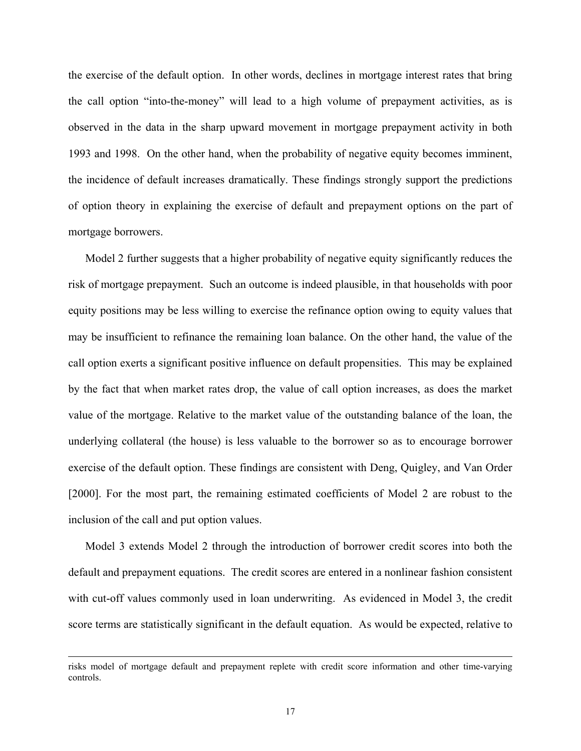the exercise of the default option. In other words, declines in mortgage interest rates that bring the call option "into-the-money" will lead to a high volume of prepayment activities, as is observed in the data in the sharp upward movement in mortgage prepayment activity in both 1993 and 1998. On the other hand, when the probability of negative equity becomes imminent, the incidence of default increases dramatically. These findings strongly support the predictions of option theory in explaining the exercise of default and prepayment options on the part of mortgage borrowers.

Model 2 further suggests that a higher probability of negative equity significantly reduces the risk of mortgage prepayment. Such an outcome is indeed plausible, in that households with poor equity positions may be less willing to exercise the refinance option owing to equity values that may be insufficient to refinance the remaining loan balance. On the other hand, the value of the call option exerts a significant positive influence on default propensities. This may be explained by the fact that when market rates drop, the value of call option increases, as does the market value of the mortgage. Relative to the market value of the outstanding balance of the loan, the underlying collateral (the house) is less valuable to the borrower so as to encourage borrower exercise of the default option. These findings are consistent with Deng, Quigley, and Van Order [2000]. For the most part, the remaining estimated coefficients of Model 2 are robust to the inclusion of the call and put option values.

Model 3 extends Model 2 through the introduction of borrower credit scores into both the default and prepayment equations. The credit scores are entered in a nonlinear fashion consistent with cut-off values commonly used in loan underwriting. As evidenced in Model 3, the credit score terms are statistically significant in the default equation. As would be expected, relative to

---

risks model of mortgage default and prepayment replete with credit score information and other time-varying controls.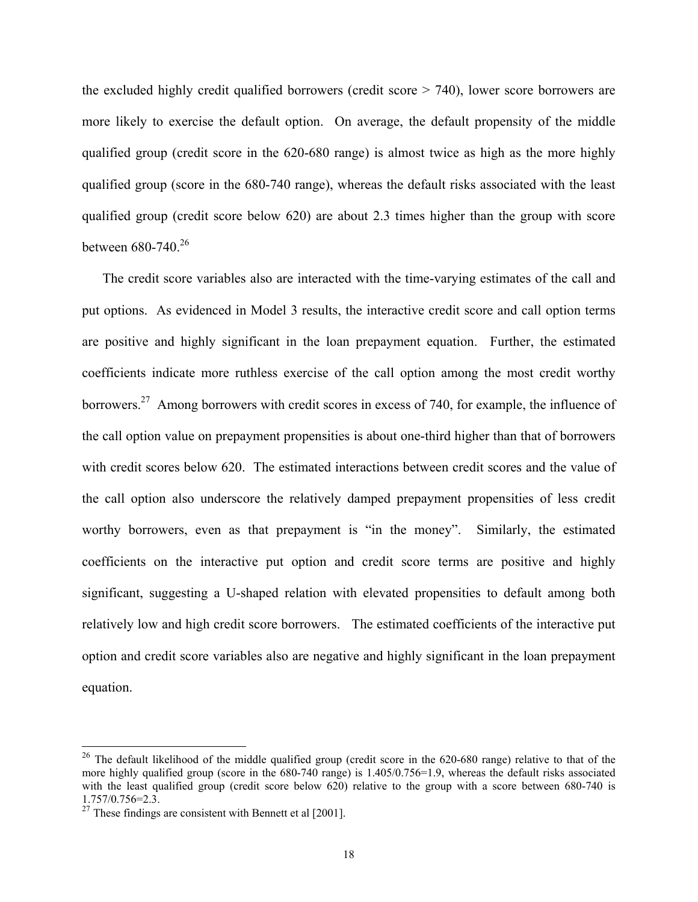the excluded highly credit qualified borrowers (credit score > 740), lower score borrowers are more likely to exercise the default option. On average, the default propensity of the middle qualified group (credit score in the 620-680 range) is almost twice as high as the more highly qualified group (score in the 680-740 range), whereas the default risks associated with the least qualified group (credit score below 620) are about 2.3 times higher than the group with score between 680-740.[26]

The credit score variables also are interacted with the time-varying estimates of the call and put options. As evidenced in Model 3 results, the interactive credit score and call option terms are positive and highly significant in the loan prepayment equation. Further, the estimated coefficients indicate more ruthless exercise of the call option among the most credit worthy borrowers.[27] Among borrowers with credit scores in excess of 740, for example, the influence of the call option value on prepayment propensities is about one-third higher than that of borrowers with credit scores below 620. The estimated interactions between credit scores and the value of the call option also underscore the relatively damped prepayment propensities of less credit worthy borrowers, even as that prepayment is "in the money". Similarly, the estimated coefficients on the interactive put option and credit score terms are positive and highly significant, suggesting a U-shaped relation with elevated propensities to default among both relatively low and high credit score borrowers. The estimated coefficients of the interactive put option and credit score variables also are negative and highly significant in the loan prepayment equation.

---

[26] The default likelihood of the middle qualified group (credit score in the 620-680 range) relative to that of the more highly qualified group (score in the 680-740 range) is 1.405/0.756=1.9, whereas the default risks associated with the least qualified group (credit score below 620) relative to the group with a score between 680-740 is 1.757/0.756=2.3.

[27] These findings are consistent with Bennett et al [2001].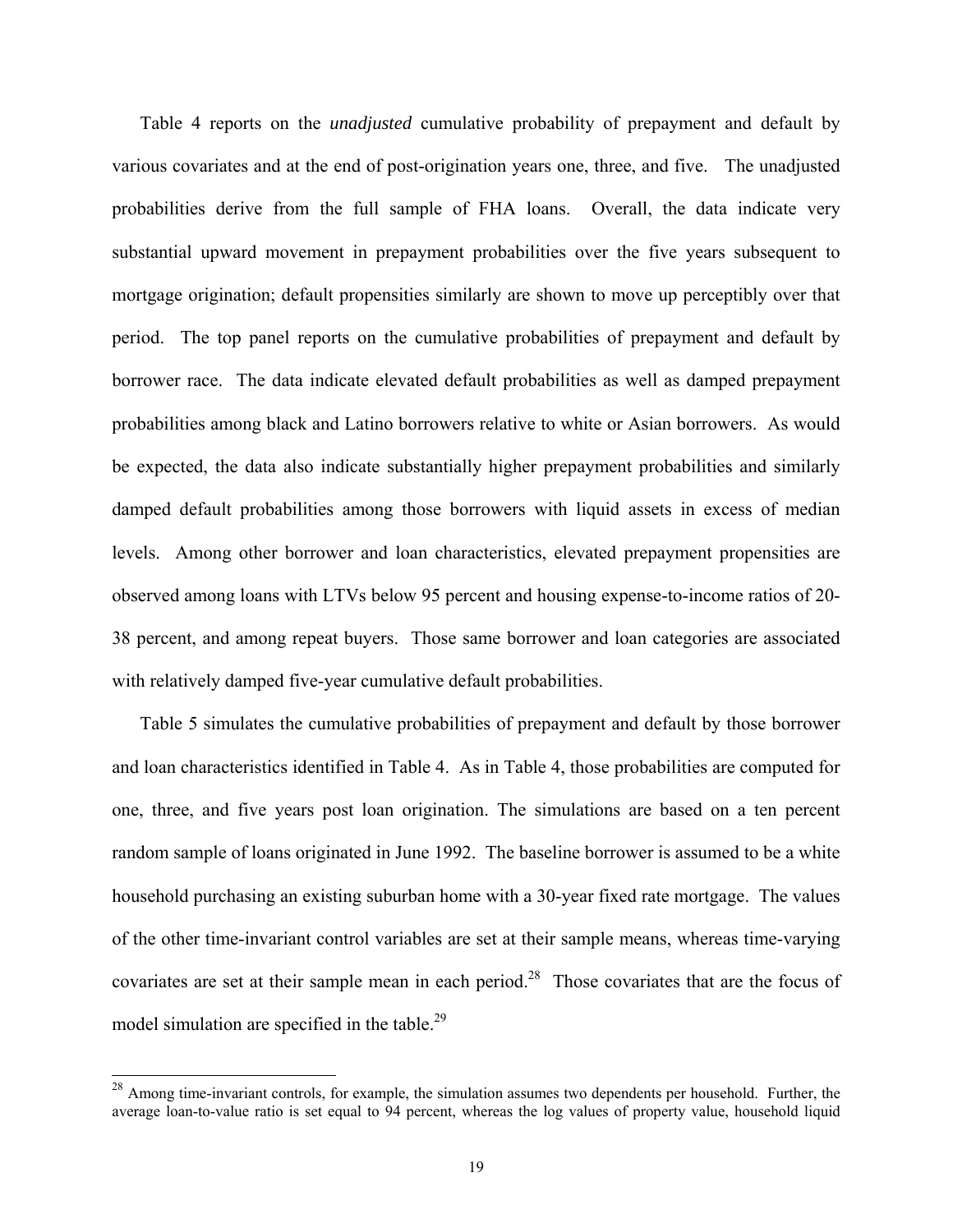Table 4 reports on the *unadjusted* cumulative probability of prepayment and default by various covariates and at the end of post-origination years one, three, and five. The unadjusted probabilities derive from the full sample of FHA loans. Overall, the data indicate very substantial upward movement in prepayment probabilities over the five years subsequent to mortgage origination; default propensities similarly are shown to move up perceptibly over that period. The top panel reports on the cumulative probabilities of prepayment and default by borrower race. The data indicate elevated default probabilities as well as damped prepayment probabilities among black and Latino borrowers relative to white or Asian borrowers. As would be expected, the data also indicate substantially higher prepayment probabilities and similarly damped default probabilities among those borrowers with liquid assets in excess of median levels. Among other borrower and loan characteristics, elevated prepayment propensities are observed among loans with LTVs below 95 percent and housing expense-to-income ratios of 20-38 percent, and among repeat buyers. Those same borrower and loan categories are associated with relatively damped five-year cumulative default probabilities.

Table 5 simulates the cumulative probabilities of prepayment and default by those borrower and loan characteristics identified in Table 4. As in Table 4, those probabilities are computed for one, three, and five years post loan origination. The simulations are based on a ten percent random sample of loans originated in June 1992. The baseline borrower is assumed to be a white household purchasing an existing suburban home with a 30-year fixed rate mortgage. The values of the other time-invariant control variables are set at their sample means, whereas time-varying covariates are set at their sample mean in each period.[28] Those covariates that are the focus of model simulation are specified in the table.[29]

---

[28] Among time-invariant controls, for example, the simulation assumes two dependents per household. Further, the average loan-to-value ratio is set equal to 94 percent, whereas the log values of property value, household liquid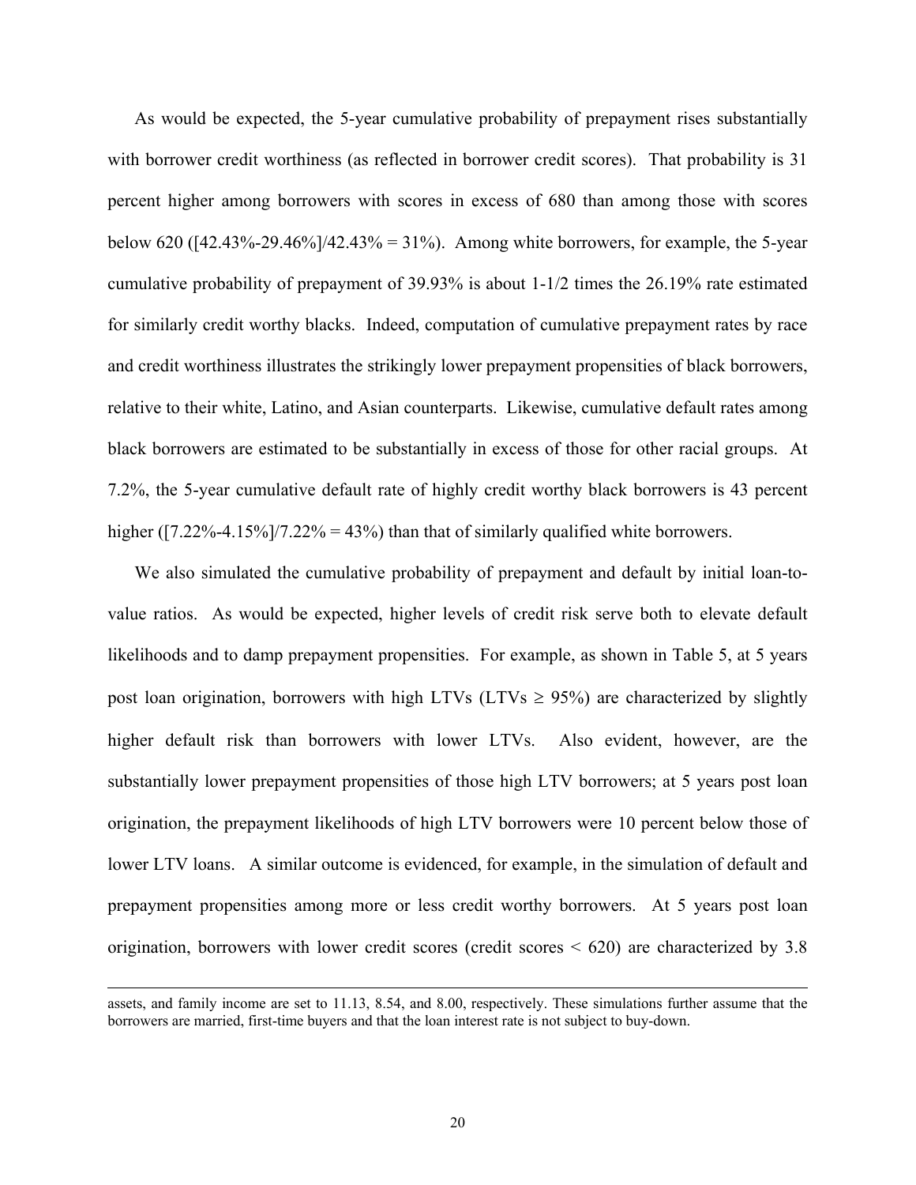As would be expected, the 5-year cumulative probability of prepayment rises substantially with borrower credit worthiness (as reflected in borrower credit scores). That probability is 31 percent higher among borrowers with scores in excess of 680 than among those with scores below 620 ([42.43%-29.46%]/42.43% = 31%). Among white borrowers, for example, the 5-year cumulative probability of prepayment of 39.93% is about 1-1/2 times the 26.19% rate estimated for similarly credit worthy blacks. Indeed, computation of cumulative prepayment rates by race and credit worthiness illustrates the strikingly lower prepayment propensities of black borrowers, relative to their white, Latino, and Asian counterparts. Likewise, cumulative default rates among black borrowers are estimated to be substantially in excess of those for other racial groups. At 7.2%, the 5-year cumulative default rate of highly credit worthy black borrowers is 43 percent higher ([7.22%-4.15%]/7.22% = 43%) than that of similarly qualified white borrowers.

We also simulated the cumulative probability of prepayment and default by initial loan-to-value ratios. As would be expected, higher levels of credit risk serve both to elevate default likelihoods and to damp prepayment propensities. For example, as shown in Table 5, at 5 years post loan origination, borrowers with high LTVs (LTVs ≥ 95%) are characterized by slightly higher default risk than borrowers with lower LTVs. Also evident, however, are the substantially lower prepayment propensities of those high LTV borrowers; at 5 years post loan origination, the prepayment likelihoods of high LTV borrowers were 10 percent below those of lower LTV loans. A similar outcome is evidenced, for example, in the simulation of default and prepayment propensities among more or less credit worthy borrowers. At 5 years post loan origination, borrowers with lower credit scores (credit scores < 620) are characterized by 3.8

---

assets, and family income are set to 11.13, 8.54, and 8.00, respectively. These simulations further assume that the borrowers are married, first-time buyers and that the loan interest rate is not subject to buy-down.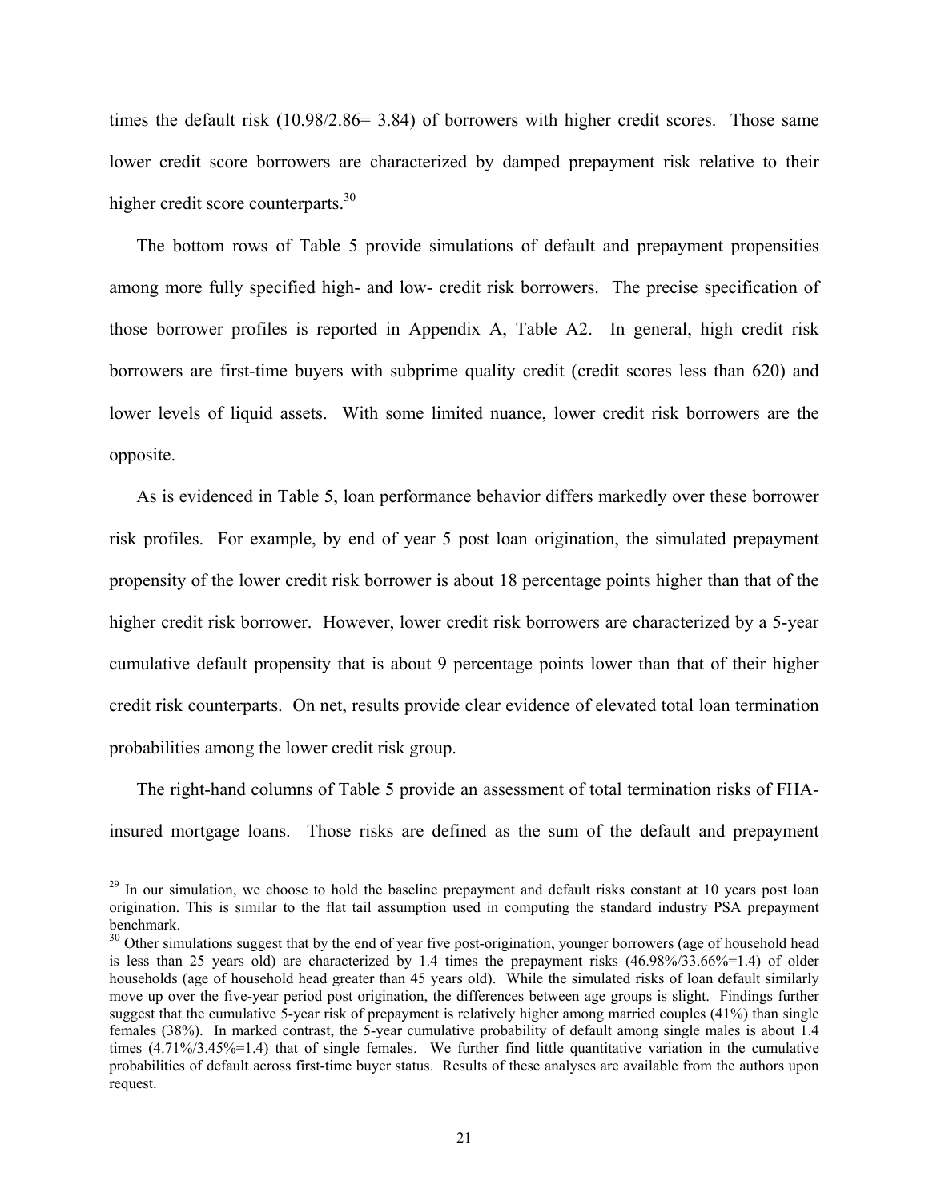times the default risk (10.98/2.86= 3.84) of borrowers with higher credit scores. Those same lower credit score borrowers are characterized by damped prepayment risk relative to their higher credit score counterparts.[30]

The bottom rows of Table 5 provide simulations of default and prepayment propensities among more fully specified high- and low- credit risk borrowers. The precise specification of those borrower profiles is reported in Appendix A, Table A2. In general, high credit risk borrowers are first-time buyers with subprime quality credit (credit scores less than 620) and lower levels of liquid assets. With some limited nuance, lower credit risk borrowers are the opposite.

As is evidenced in Table 5, loan performance behavior differs markedly over these borrower risk profiles. For example, by end of year 5 post loan origination, the simulated prepayment propensity of the lower credit risk borrower is about 18 percentage points higher than that of the higher credit risk borrower. However, lower credit risk borrowers are characterized by a 5-year cumulative default propensity that is about 9 percentage points lower than that of their higher credit risk counterparts. On net, results provide clear evidence of elevated total loan termination probabilities among the lower credit risk group.

The right-hand columns of Table 5 provide an assessment of total termination risks of FHA-insured mortgage loans. Those risks are defined as the sum of the default and prepayment

---

[29] In our simulation, we choose to hold the baseline prepayment and default risks constant at 10 years post loan origination. This is similar to the flat tail assumption used in computing the standard industry PSA prepayment benchmark.

[30] Other simulations suggest that by the end of year five post-origination, younger borrowers (age of household head is less than 25 years old) are characterized by 1.4 times the prepayment risks (46.98%/33.66%=1.4) of older households (age of household head greater than 45 years old). While the simulated risks of loan default similarly move up over the five-year period post origination, the differences between age groups is slight. Findings further suggest that the cumulative 5-year risk of prepayment is relatively higher among married couples (41%) than single females (38%). In marked contrast, the 5-year cumulative probability of default among single males is about 1.4 times (4.71%/3.45%=1.4) that of single females. We further find little quantitative variation in the cumulative probabilities of default across first-time buyer status. Results of these analyses are available from the authors upon request.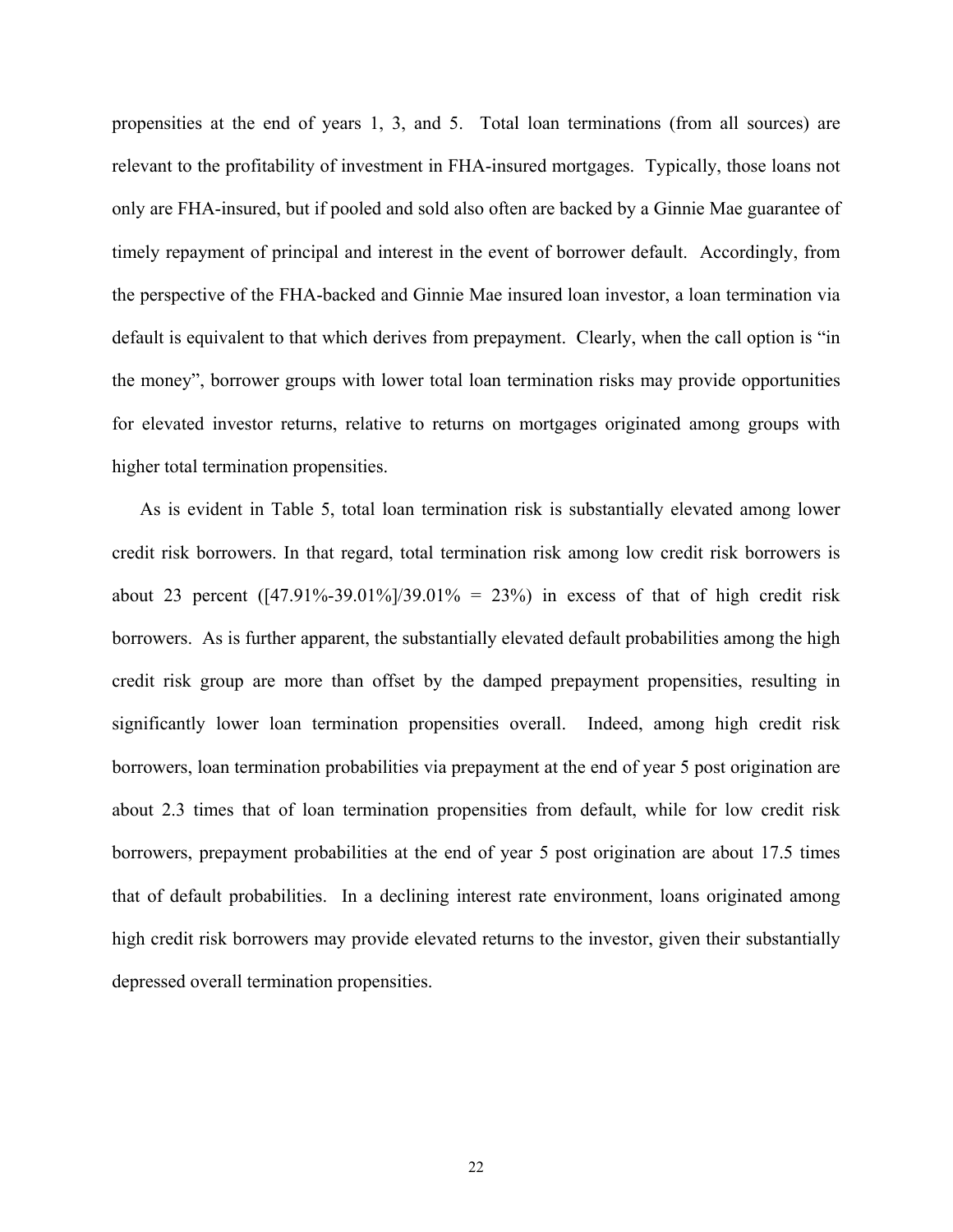propensities at the end of years 1, 3, and 5. Total loan terminations (from all sources) are relevant to the profitability of investment in FHA-insured mortgages. Typically, those loans not only are FHA-insured, but if pooled and sold also often are backed by a Ginnie Mae guarantee of timely repayment of principal and interest in the event of borrower default. Accordingly, from the perspective of the FHA-backed and Ginnie Mae insured loan investor, a loan termination via default is equivalent to that which derives from prepayment. Clearly, when the call option is "in the money", borrower groups with lower total loan termination risks may provide opportunities for elevated investor returns, relative to returns on mortgages originated among groups with higher total termination propensities.

As is evident in Table 5, total loan termination risk is substantially elevated among lower credit risk borrowers. In that regard, total termination risk among low credit risk borrowers is about 23 percent ([47.91%-39.01%]/39.01% = 23%) in excess of that of high credit risk borrowers. As is further apparent, the substantially elevated default probabilities among the high credit risk group are more than offset by the damped prepayment propensities, resulting in significantly lower loan termination propensities overall. Indeed, among high credit risk borrowers, loan termination probabilities via prepayment at the end of year 5 post origination are about 2.3 times that of loan termination propensities from default, while for low credit risk borrowers, prepayment probabilities at the end of year 5 post origination are about 17.5 times that of default probabilities. In a declining interest rate environment, loans originated among high credit risk borrowers may provide elevated returns to the investor, given their substantially depressed overall termination propensities.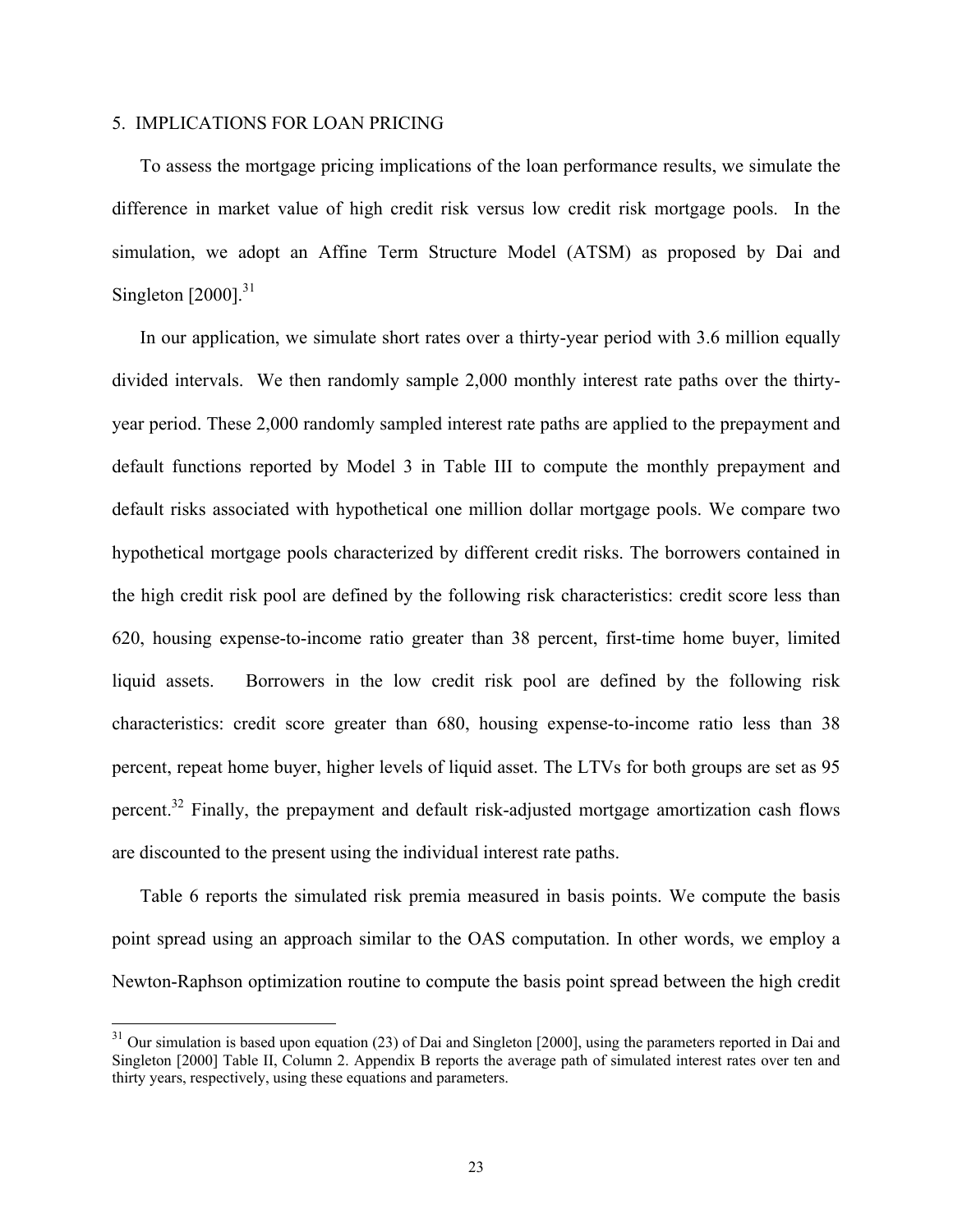## 5. IMPLICATIONS FOR LOAN PRICING

To assess the mortgage pricing implications of the loan performance results, we simulate the difference in market value of high credit risk versus low credit risk mortgage pools. In the simulation, we adopt an Affine Term Structure Model (ATSM) as proposed by Dai and Singleton [2000].[31]

In our application, we simulate short rates over a thirty-year period with 3.6 million equally divided intervals. We then randomly sample 2,000 monthly interest rate paths over the thirty-year period. These 2,000 randomly sampled interest rate paths are applied to the prepayment and default functions reported by Model 3 in Table III to compute the monthly prepayment and default risks associated with hypothetical one million dollar mortgage pools. We compare two hypothetical mortgage pools characterized by different credit risks. The borrowers contained in the high credit risk pool are defined by the following risk characteristics: credit score less than 620, housing expense-to-income ratio greater than 38 percent, first-time home buyer, limited liquid assets. Borrowers in the low credit risk pool are defined by the following risk characteristics: credit score greater than 680, housing expense-to-income ratio less than 38 percent, repeat home buyer, higher levels of liquid asset. The LTVs for both groups are set as 95 percent.[32] Finally, the prepayment and default risk-adjusted mortgage amortization cash flows are discounted to the present using the individual interest rate paths.

Table 6 reports the simulated risk premia measured in basis points. We compute the basis point spread using an approach similar to the OAS computation. In other words, we employ a Newton-Raphson optimization routine to compute the basis point spread between the high credit

[31] Our simulation is based upon equation (23) of Dai and Singleton [2000], using the parameters reported in Dai and Singleton [2000] Table II, Column 2. Appendix B reports the average path of simulated interest rates over ten and thirty years, respectively, using these equations and parameters.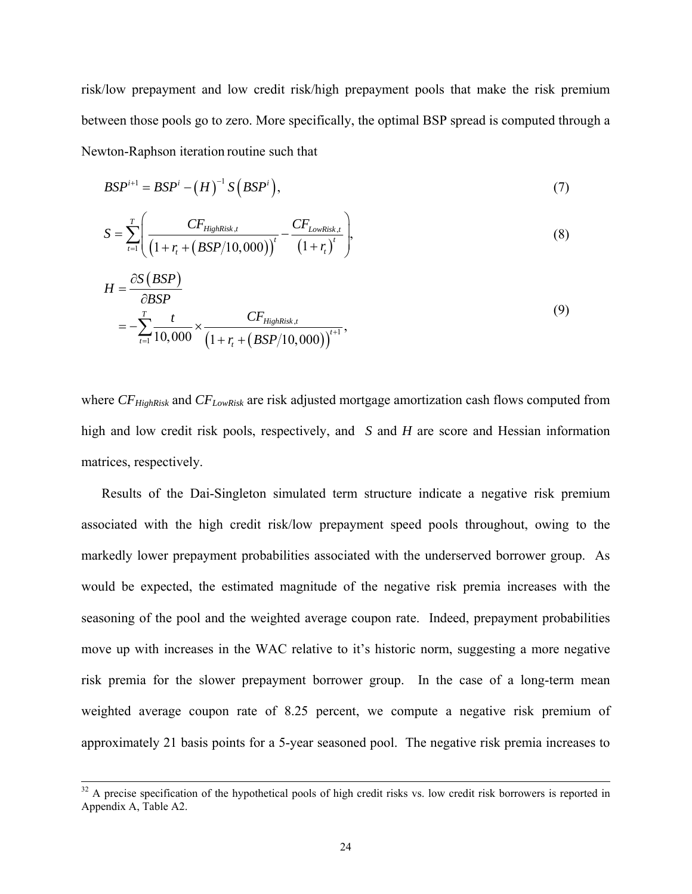risk/low prepayment and low credit risk/high prepayment pools that make the risk premium between those pools go to zero. More specifically, the optimal BSP spread is computed through a Newton-Raphson iteration routine such that

$$BSP^{i+1} = BSP^{i} - \left(H\right)^{-1} S\left(BSP^{i}\right), \tag{7}$$

$$S = \sum_{t=1}^{T} \left( \frac{CF_{HighRisk,t}}{\left(1 + r_t + \left(BSP/10,000\right)\right)^{t}} - \frac{CF_{LowRisk,t}}{\left(1 + r_t\right)^{t}} \right), \tag{8}$$

$$\begin{aligned} H &= \frac{\partial S\left(BSP\right)}{\partial BSP} \\ &= -\sum_{t=1}^{T} \frac{t}{10,000} \times \frac{CF_{HighRisk,t}}{\left(1 + r_t + \left(BSP/10,000\right)\right)^{t+1}}, \end{aligned} \tag{9}$$

where $CF_{HighRisk}$ and $CF_{LowRisk}$ are risk adjusted mortgage amortization cash flows computed from high and low credit risk pools, respectively, and $S$ and $H$ are score and Hessian information matrices, respectively.

Results of the Dai-Singleton simulated term structure indicate a negative risk premium associated with the high credit risk/low prepayment speed pools throughout, owing to the markedly lower prepayment probabilities associated with the underserved borrower group. As would be expected, the estimated magnitude of the negative risk premia increases with the seasoning of the pool and the weighted average coupon rate. Indeed, prepayment probabilities move up with increases in the WAC relative to it's historic norm, suggesting a more negative risk premia for the slower prepayment borrower group. In the case of a long-term mean weighted average coupon rate of 8.25 percent, we compute a negative risk premium of approximately 21 basis points for a 5-year seasoned pool. The negative risk premia increases to

[32] A precise specification of the hypothetical pools of high credit risks vs. low credit risk borrowers is reported in Appendix A, Table A2.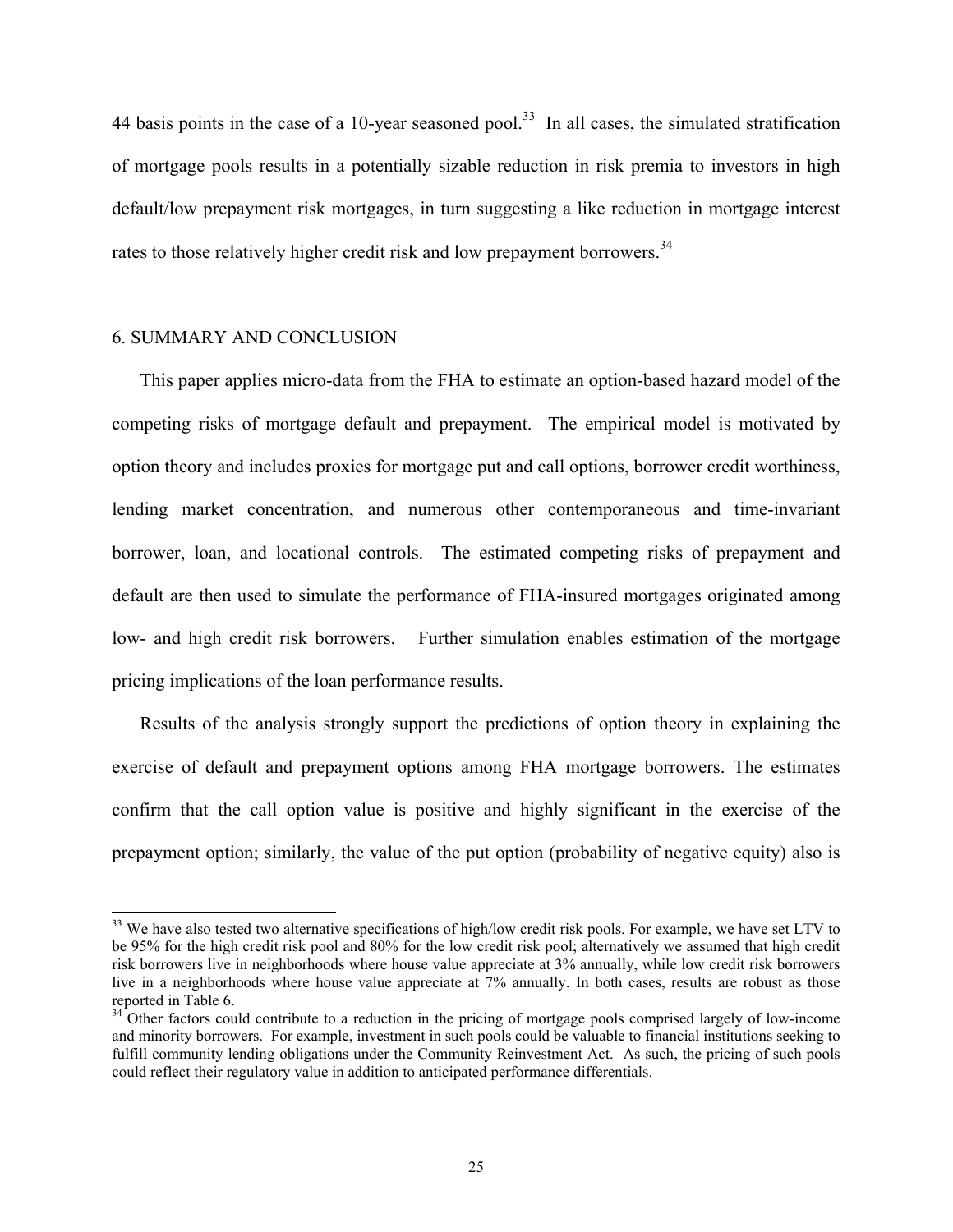44 basis points in the case of a 10-year seasoned pool.[33] In all cases, the simulated stratification of mortgage pools results in a potentially sizable reduction in risk premia to investors in high default/low prepayment risk mortgages, in turn suggesting a like reduction in mortgage interest rates to those relatively higher credit risk and low prepayment borrowers.[34]

## 6. SUMMARY AND CONCLUSION

This paper applies micro-data from the FHA to estimate an option-based hazard model of the competing risks of mortgage default and prepayment. The empirical model is motivated by option theory and includes proxies for mortgage put and call options, borrower credit worthiness, lending market concentration, and numerous other contemporaneous and time-invariant borrower, loan, and locational controls. The estimated competing risks of prepayment and default are then used to simulate the performance of FHA-insured mortgages originated among low- and high credit risk borrowers. Further simulation enables estimation of the mortgage pricing implications of the loan performance results.

Results of the analysis strongly support the predictions of option theory in explaining the exercise of default and prepayment options among FHA mortgage borrowers. The estimates confirm that the call option value is positive and highly significant in the exercise of the prepayment option; similarly, the value of the put option (probability of negative equity) also is

---

[33] We have also tested two alternative specifications of high/low credit risk pools. For example, we have set LTV to be 95% for the high credit risk pool and 80% for the low credit risk pool; alternatively we assumed that high credit risk borrowers live in neighborhoods where house value appreciate at 3% annually, while low credit risk borrowers live in a neighborhoods where house value appreciate at 7% annually. In both cases, results are robust as those reported in Table 6.

[34] Other factors could contribute to a reduction in the pricing of mortgage pools comprised largely of low-income and minority borrowers. For example, investment in such pools could be valuable to financial institutions seeking to fulfill community lending obligations under the Community Reinvestment Act. As such, the pricing of such pools could reflect their regulatory value in addition to anticipated performance differentials.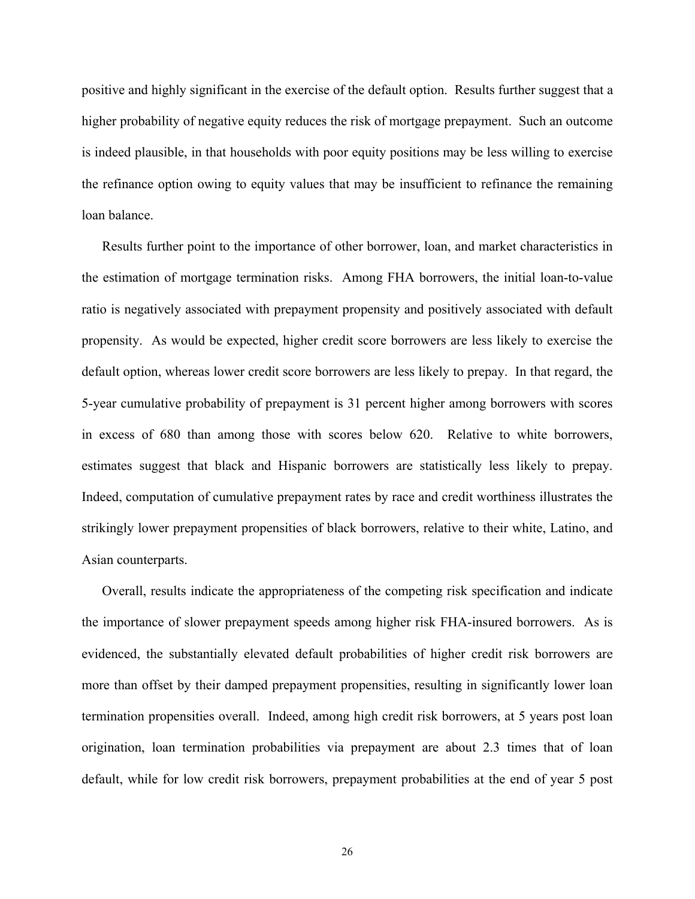positive and highly significant in the exercise of the default option. Results further suggest that a higher probability of negative equity reduces the risk of mortgage prepayment. Such an outcome is indeed plausible, in that households with poor equity positions may be less willing to exercise the refinance option owing to equity values that may be insufficient to refinance the remaining loan balance.

Results further point to the importance of other borrower, loan, and market characteristics in the estimation of mortgage termination risks. Among FHA borrowers, the initial loan-to-value ratio is negatively associated with prepayment propensity and positively associated with default propensity. As would be expected, higher credit score borrowers are less likely to exercise the default option, whereas lower credit score borrowers are less likely to prepay. In that regard, the 5-year cumulative probability of prepayment is 31 percent higher among borrowers with scores in excess of 680 than among those with scores below 620. Relative to white borrowers, estimates suggest that black and Hispanic borrowers are statistically less likely to prepay. Indeed, computation of cumulative prepayment rates by race and credit worthiness illustrates the strikingly lower prepayment propensities of black borrowers, relative to their white, Latino, and Asian counterparts.

Overall, results indicate the appropriateness of the competing risk specification and indicate the importance of slower prepayment speeds among higher risk FHA-insured borrowers. As is evidenced, the substantially elevated default probabilities of higher credit risk borrowers are more than offset by their damped prepayment propensities, resulting in significantly lower loan termination propensities overall. Indeed, among high credit risk borrowers, at 5 years post loan origination, loan termination probabilities via prepayment are about 2.3 times that of loan default, while for low credit risk borrowers, prepayment probabilities at the end of year 5 post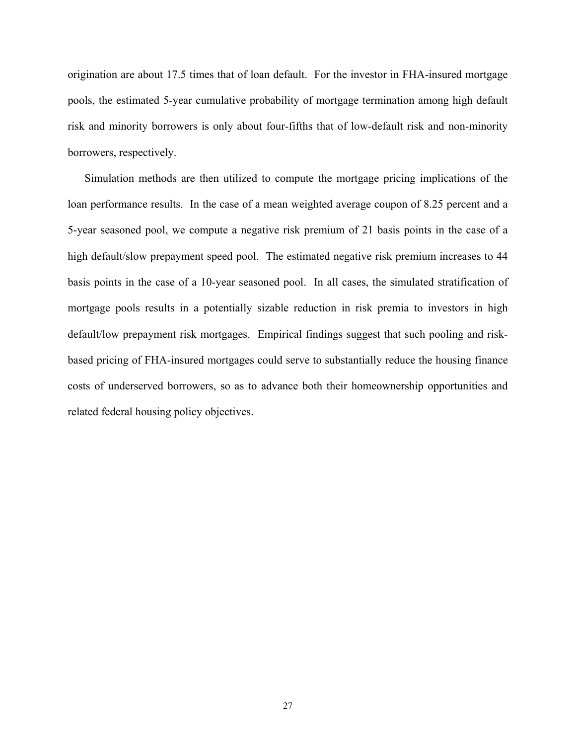origination are about 17.5 times that of loan default. For the investor in FHA-insured mortgage pools, the estimated 5-year cumulative probability of mortgage termination among high default risk and minority borrowers is only about four-fifths that of low-default risk and non-minority borrowers, respectively.

Simulation methods are then utilized to compute the mortgage pricing implications of the loan performance results. In the case of a mean weighted average coupon of 8.25 percent and a 5-year seasoned pool, we compute a negative risk premium of 21 basis points in the case of a high default/slow prepayment speed pool. The estimated negative risk premium increases to 44 basis points in the case of a 10-year seasoned pool. In all cases, the simulated stratification of mortgage pools results in a potentially sizable reduction in risk premia to investors in high default/low prepayment risk mortgages. Empirical findings suggest that such pooling and risk-based pricing of FHA-insured mortgages could serve to substantially reduce the housing finance costs of underserved borrowers, so as to advance both their homeownership opportunities and related federal housing policy objectives.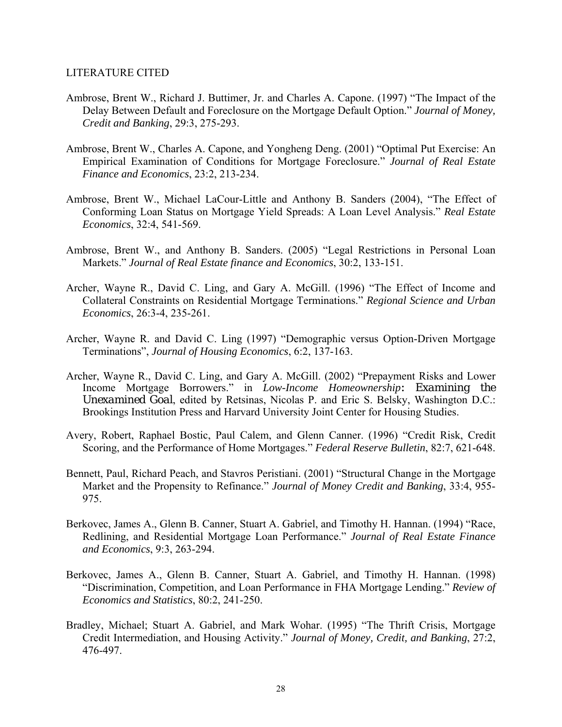LITERATURE CITED

Ambrose, Brent W., Richard J. Buttimer, Jr. and Charles A. Capone. (1997) "The Impact of the Delay Between Default and Foreclosure on the Mortgage Default Option." *Journal of Money, Credit and Banking*, 29:3, 275-293.

Ambrose, Brent W., Charles A. Capone, and Yongheng Deng. (2001) "Optimal Put Exercise: An Empirical Examination of Conditions for Mortgage Foreclosure." *Journal of Real Estate Finance and Economics*, 23:2, 213-234.

Ambrose, Brent W., Michael LaCour-Little and Anthony B. Sanders (2004), "The Effect of Conforming Loan Status on Mortgage Yield Spreads: A Loan Level Analysis." *Real Estate Economics*, 32:4, 541-569.

Ambrose, Brent W., and Anthony B. Sanders. (2005) "Legal Restrictions in Personal Loan Markets." *Journal of Real Estate finance and Economics*, 30:2, 133-151.

Archer, Wayne R., David C. Ling, and Gary A. McGill. (1996) "The Effect of Income and Collateral Constraints on Residential Mortgage Terminations." *Regional Science and Urban Economics*, 26:3-4, 235-261.

Archer, Wayne R. and David C. Ling (1997) "Demographic versus Option-Driven Mortgage Terminations", *Journal of Housing Economics*, 6:2, 137-163.

Archer, Wayne R., David C. Ling, and Gary A. McGill. (2002) "Prepayment Risks and Lower Income Mortgage Borrowers." in *Low-Income Homeownership: Examining the Unexamined Goal*, edited by Retsinas, Nicolas P. and Eric S. Belsky, Washington D.C.: Brookings Institution Press and Harvard University Joint Center for Housing Studies.

Avery, Robert, Raphael Bostic, Paul Calem, and Glenn Canner. (1996) "Credit Risk, Credit Scoring, and the Performance of Home Mortgages." *Federal Reserve Bulletin*, 82:7, 621-648.

Bennett, Paul, Richard Peach, and Stavros Peristiani. (2001) "Structural Change in the Mortgage Market and the Propensity to Refinance." *Journal of Money Credit and Banking*, 33:4, 955-975.

Berkovec, James A., Glenn B. Canner, Stuart A. Gabriel, and Timothy H. Hannan. (1994) "Race, Redlining, and Residential Mortgage Loan Performance." *Journal of Real Estate Finance and Economics*, 9:3, 263-294.

Berkovec, James A., Glenn B. Canner, Stuart A. Gabriel, and Timothy H. Hannan. (1998) "Discrimination, Competition, and Loan Performance in FHA Mortgage Lending." *Review of Economics and Statistics*, 80:2, 241-250.

Bradley, Michael; Stuart A. Gabriel, and Mark Wohar. (1995) "The Thrift Crisis, Mortgage Credit Intermediation, and Housing Activity." *Journal of Money, Credit, and Banking*, 27:2, 476-497.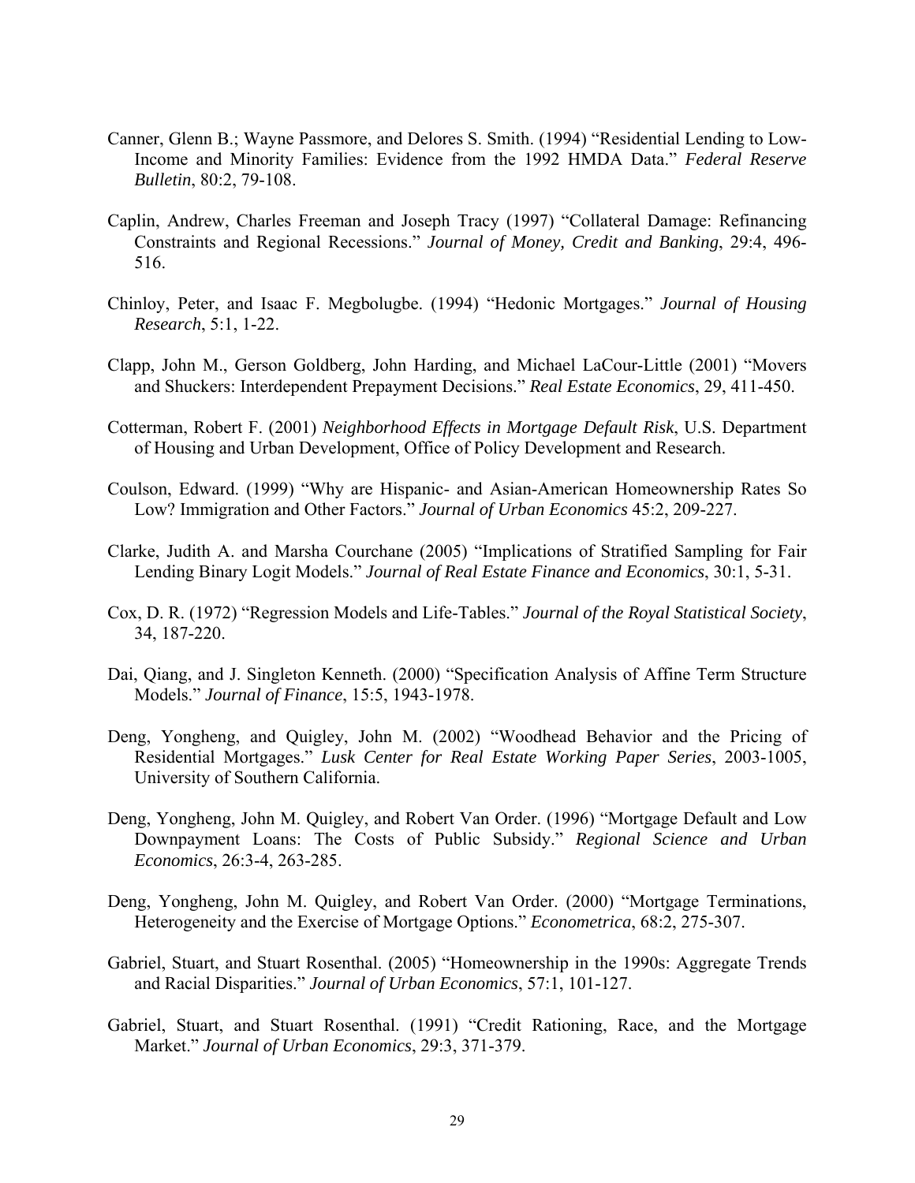Canner, Glenn B.; Wayne Passmore, and Delores S. Smith. (1994) "Residential Lending to Low-Income and Minority Families: Evidence from the 1992 HMDA Data." *Federal Reserve Bulletin*, 80:2, 79-108.

Caplin, Andrew, Charles Freeman and Joseph Tracy (1997) "Collateral Damage: Refinancing Constraints and Regional Recessions." *Journal of Money, Credit and Banking*, 29:4, 496-516.

Chinloy, Peter, and Isaac F. Megbolugbe. (1994) "Hedonic Mortgages." *Journal of Housing Research*, 5:1, 1-22.

Clapp, John M., Gerson Goldberg, John Harding, and Michael LaCour-Little (2001) "Movers and Shuckers: Interdependent Prepayment Decisions." *Real Estate Economics*, 29, 411-450.

Cotterman, Robert F. (2001) *Neighborhood Effects in Mortgage Default Risk*, U.S. Department of Housing and Urban Development, Office of Policy Development and Research.

Coulson, Edward. (1999) "Why are Hispanic- and Asian-American Homeownership Rates So Low? Immigration and Other Factors." *Journal of Urban Economics* 45:2, 209-227.

Clarke, Judith A. and Marsha Courchane (2005) "Implications of Stratified Sampling for Fair Lending Binary Logit Models." *Journal of Real Estate Finance and Economics*, 30:1, 5-31.

Cox, D. R. (1972) "Regression Models and Life-Tables." *Journal of the Royal Statistical Society*, 34, 187-220.

Dai, Qiang, and J. Singleton Kenneth. (2000) "Specification Analysis of Affine Term Structure Models." *Journal of Finance*, 15:5, 1943-1978.

Deng, Yongheng, and Quigley, John M. (2002) "Woodhead Behavior and the Pricing of Residential Mortgages." *Lusk Center for Real Estate Working Paper Series*, 2003-1005, University of Southern California.

Deng, Yongheng, John M. Quigley, and Robert Van Order. (1996) "Mortgage Default and Low Downpayment Loans: The Costs of Public Subsidy." *Regional Science and Urban Economics*, 26:3-4, 263-285.

Deng, Yongheng, John M. Quigley, and Robert Van Order. (2000) "Mortgage Terminations, Heterogeneity and the Exercise of Mortgage Options." *Econometrica*, 68:2, 275-307.

Gabriel, Stuart, and Stuart Rosenthal. (2005) "Homeownership in the 1990s: Aggregate Trends and Racial Disparities." *Journal of Urban Economics*, 57:1, 101-127.

Gabriel, Stuart, and Stuart Rosenthal. (1991) "Credit Rationing, Race, and the Mortgage Market." *Journal of Urban Economics*, 29:3, 371-379.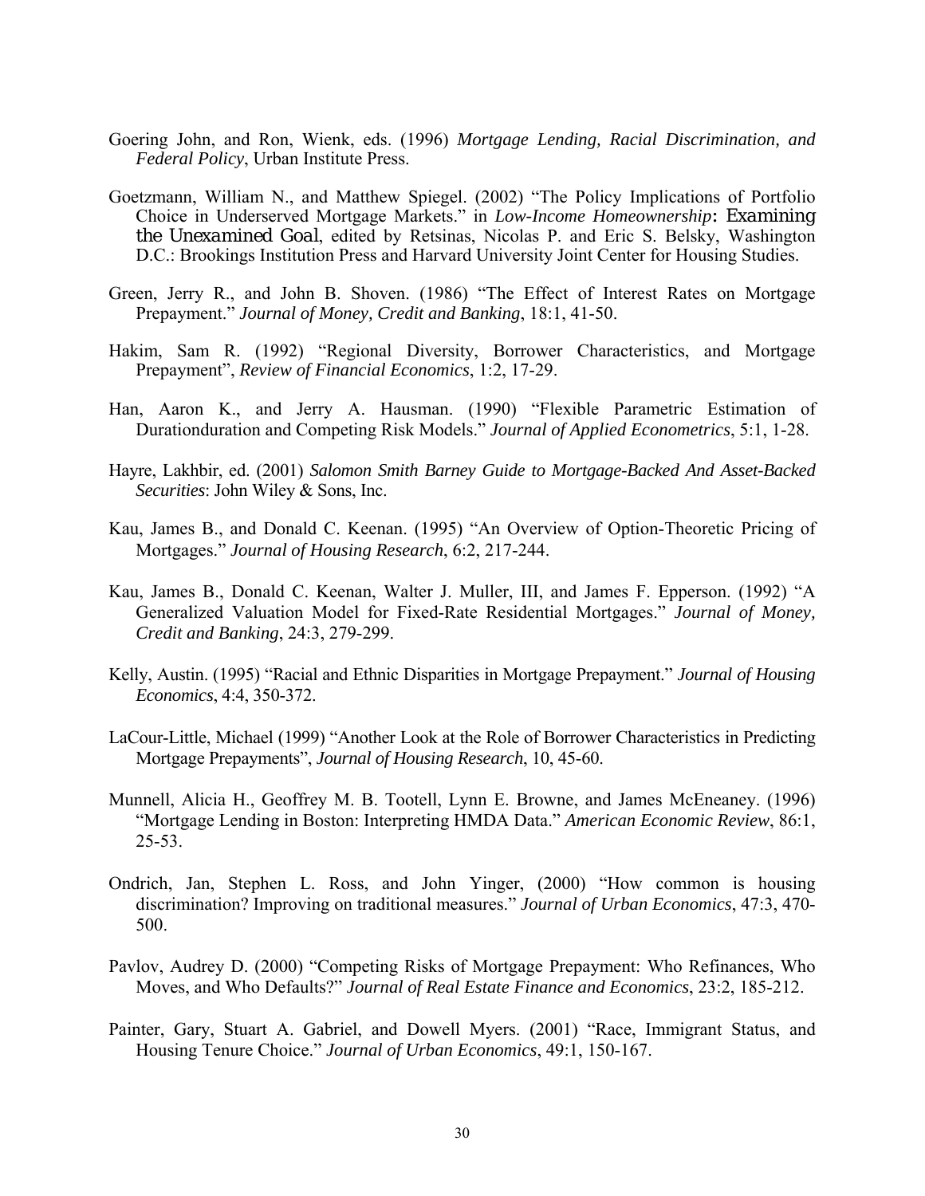Goering John, and Ron, Wienk, eds. (1996) *Mortgage Lending, Racial Discrimination, and Federal Policy*, Urban Institute Press.

Goetzmann, William N., and Matthew Spiegel. (2002) "The Policy Implications of Portfolio Choice in Underserved Mortgage Markets." in *Low-Income Homeownership: Examining the Unexamined Goal*, edited by Retsinas, Nicolas P. and Eric S. Belsky, Washington D.C.: Brookings Institution Press and Harvard University Joint Center for Housing Studies.

Green, Jerry R., and John B. Shoven. (1986) "The Effect of Interest Rates on Mortgage Prepayment." *Journal of Money, Credit and Banking*, 18:1, 41-50.

Hakim, Sam R. (1992) "Regional Diversity, Borrower Characteristics, and Mortgage Prepayment", *Review of Financial Economics*, 1:2, 17-29.

Han, Aaron K., and Jerry A. Hausman. (1990) "Flexible Parametric Estimation of Durationduration and Competing Risk Models." *Journal of Applied Econometrics*, 5:1, 1-28.

Hayre, Lakhbir, ed. (2001) *Salomon Smith Barney Guide to Mortgage-Backed And Asset-Backed Securities*: John Wiley & Sons, Inc.

Kau, James B., and Donald C. Keenan. (1995) "An Overview of Option-Theoretic Pricing of Mortgages." *Journal of Housing Research*, 6:2, 217-244.

Kau, James B., Donald C. Keenan, Walter J. Muller, III, and James F. Epperson. (1992) "A Generalized Valuation Model for Fixed-Rate Residential Mortgages." *Journal of Money, Credit and Banking*, 24:3, 279-299.

Kelly, Austin. (1995) "Racial and Ethnic Disparities in Mortgage Prepayment." *Journal of Housing Economics*, 4:4, 350-372.

LaCour-Little, Michael (1999) "Another Look at the Role of Borrower Characteristics in Predicting Mortgage Prepayments", *Journal of Housing Research*, 10, 45-60.

Munnell, Alicia H., Geoffrey M. B. Tootell, Lynn E. Browne, and James McEneaney. (1996) "Mortgage Lending in Boston: Interpreting HMDA Data." *American Economic Review*, 86:1, 25-53.

Ondrich, Jan, Stephen L. Ross, and John Yinger, (2000) "How common is housing discrimination? Improving on traditional measures." *Journal of Urban Economics*, 47:3, 470-500.

Pavlov, Audrey D. (2000) "Competing Risks of Mortgage Prepayment: Who Refinances, Who Moves, and Who Defaults?" *Journal of Real Estate Finance and Economics*, 23:2, 185-212.

Painter, Gary, Stuart A. Gabriel, and Dowell Myers. (2001) "Race, Immigrant Status, and Housing Tenure Choice." *Journal of Urban Economics*, 49:1, 150-167.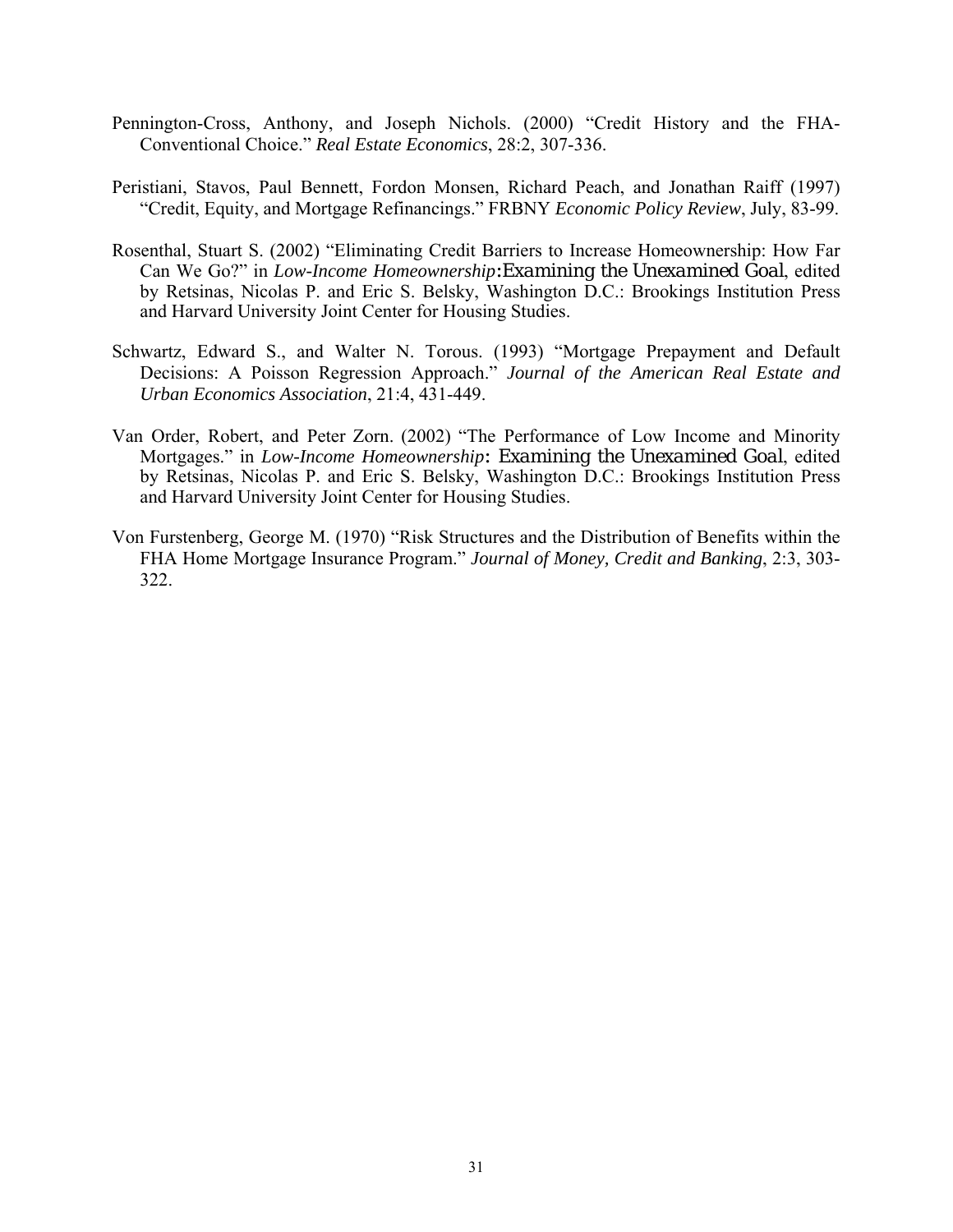Pennington-Cross, Anthony, and Joseph Nichols. (2000) "Credit History and the FHA-Conventional Choice." *Real Estate Economics*, 28:2, 307-336.

Peristiani, Stavos, Paul Bennett, Fordon Monsen, Richard Peach, and Jonathan Raiff (1997) "Credit, Equity, and Mortgage Refinancings." FRBNY *Economic Policy Review*, July, 83-99.

Rosenthal, Stuart S. (2002) "Eliminating Credit Barriers to Increase Homeownership: How Far Can We Go?" in *Low-Income Homeownership:Examining the Unexamined Goal*, edited by Retsinas, Nicolas P. and Eric S. Belsky, Washington D.C.: Brookings Institution Press and Harvard University Joint Center for Housing Studies.

Schwartz, Edward S., and Walter N. Torous. (1993) "Mortgage Prepayment and Default Decisions: A Poisson Regression Approach." *Journal of the American Real Estate and Urban Economics Association*, 21:4, 431-449.

Van Order, Robert, and Peter Zorn. (2002) "The Performance of Low Income and Minority Mortgages." in *Low-Income Homeownership: Examining the Unexamined Goal*, edited by Retsinas, Nicolas P. and Eric S. Belsky, Washington D.C.: Brookings Institution Press and Harvard University Joint Center for Housing Studies.

Von Furstenberg, George M. (1970) "Risk Structures and the Distribution of Benefits within the FHA Home Mortgage Insurance Program." *Journal of Money, Credit and Banking*, 2:3, 303-322.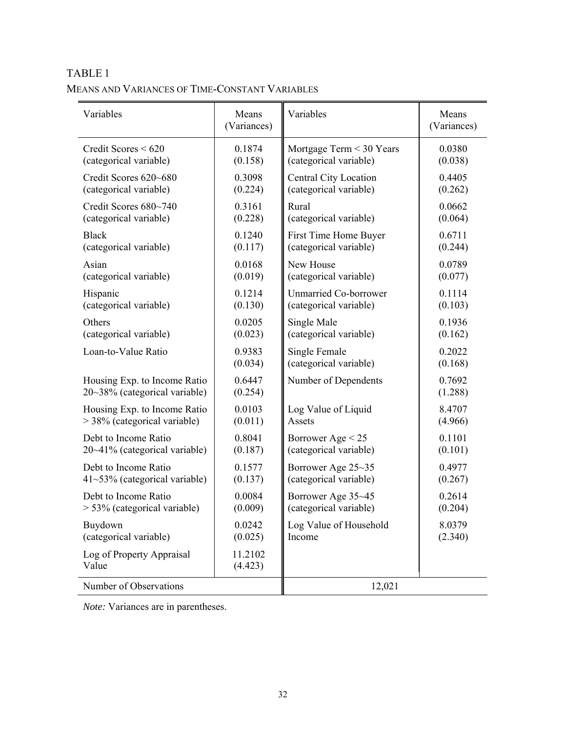TABLE 1

MEANS AND VARIANCES OF TIME-CONSTANT VARIABLES

| Variables | Means (Variances) | Variables | Means (Variances) |
|---|---|---|---|
| Credit Scores < 620 (categorical variable) | 0.1874 (0.158) | Mortgage Term < 30 Years (categorical variable) | 0.0380 (0.038) |
| Credit Scores 620~680 (categorical variable) | 0.3098 (0.224) | Central City Location (categorical variable) | 0.4405 (0.262) |
| Credit Scores 680~740 (categorical variable) | 0.3161 (0.228) | Rural (categorical variable) | 0.0662 (0.064) |
| Black (categorical variable) | 0.1240 (0.117) | First Time Home Buyer (categorical variable) | 0.6711 (0.244) |
| Asian (categorical variable) | 0.0168 (0.019) | New House (categorical variable) | 0.0789 (0.077) |
| Hispanic (categorical variable) | 0.1214 (0.130) | Unmarried Co-borrower (categorical variable) | 0.1114 (0.103) |
| Others (categorical variable) | 0.0205 (0.023) | Single Male (categorical variable) | 0.1936 (0.162) |
| Loan-to-Value Ratio | 0.9383 (0.034) | Single Female (categorical variable) | 0.2022 (0.168) |
| Housing Exp. to Income Ratio 20~38% (categorical variable) | 0.6447 (0.254) | Number of Dependents | 0.7692 (1.288) |
| Housing Exp. to Income Ratio > 38% (categorical variable) | 0.0103 (0.011) | Log Value of Liquid Assets | 8.4707 (4.966) |
| Debt to Income Ratio 20~41% (categorical variable) | 0.8041 (0.187) | Borrower Age < 25 (categorical variable) | 0.1101 (0.101) |
| Debt to Income Ratio 41~53% (categorical variable) | 0.1577 (0.137) | Borrower Age 25~35 (categorical variable) | 0.4977 (0.267) |
| Debt to Income Ratio > 53% (categorical variable) | 0.0084 (0.009) | Borrower Age 35~45 (categorical variable) | 0.2614 (0.204) |
| Buydown (categorical variable) | 0.0242 (0.025) | Log Value of Household Income | 8.0379 (2.340) |
| Log of Property Appraisal Value | 11.2102 (4.423) | | |
| Number of Observations | | 12,021 | |

*Note:* Variances are in parentheses.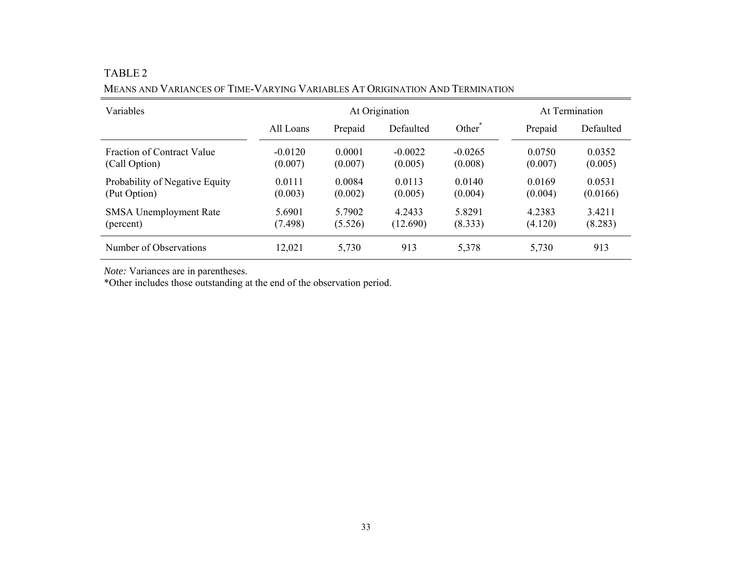TABLE 2

MEANS AND VARIANCES OF TIME-VARYING VARIABLES AT ORIGINATION AND TERMINATION

| Variables | At Origination | | | | At Termination | |
|---|---|---|---|---|---|---|
| | All Loans | Prepaid | Defaulted | Other* | Prepaid | Defaulted |
| Fraction of Contract Value (Call Option) | -0.0120 (0.007) | 0.0001 (0.007) | -0.0022 (0.005) | -0.0265 (0.008) | 0.0750 (0.007) | 0.0352 (0.005) |
| Probability of Negative Equity (Put Option) | 0.0111 (0.003) | 0.0084 (0.002) | 0.0113 (0.005) | 0.0140 (0.004) | 0.0169 (0.004) | 0.0531 (0.0166) |
| SMSA Unemployment Rate (percent) | 5.6901 (7.498) | 5.7902 (5.526) | 4.2433 (12.690) | 5.8291 (8.333) | 4.2383 (4.120) | 3.4211 (8.283) |
| Number of Observations | 12,021 | 5,730 | 913 | 5,378 | 5,730 | 913 |

*Note:* Variances are in parentheses.

*Other includes those outstanding at the end of the observation period.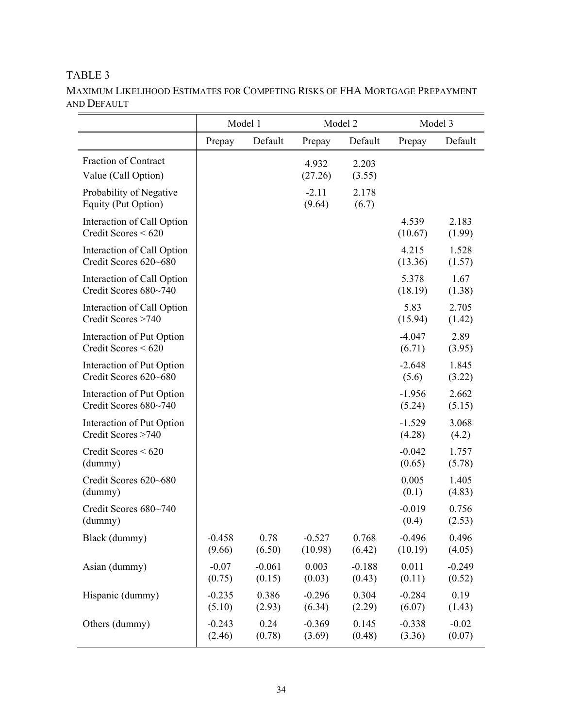TABLE 3

MAXIMUM LIKELIHOOD ESTIMATES FOR COMPETING RISKS OF FHA MORTGAGE PREPAYMENT AND DEFAULT

| | Model 1 | | Model 2 | | Model 3 | |
|---|---|---|---|---|---|---|
| | Prepay | Default | Prepay | Default | Prepay | Default |
| Fraction of Contract Value (Call Option) | | | 4.932<br>(27.26) | 2.203<br>(3.55) | | |
| Probability of Negative Equity (Put Option) | | | -2.11<br>(9.64) | 2.178<br>(6.7) | | |
| Interaction of Call Option Credit Scores < 620 | | | | | 4.539<br>(10.67) | 2.183<br>(1.99) |
| Interaction of Call Option Credit Scores 620~680 | | | | | 4.215<br>(13.36) | 1.528<br>(1.57) |
| Interaction of Call Option Credit Scores 680~740 | | | | | 5.378<br>(18.19) | 1.67<br>(1.38) |
| Interaction of Call Option Credit Scores >740 | | | | | 5.83<br>(15.94) | 2.705<br>(1.42) |
| Interaction of Put Option Credit Scores < 620 | | | | | -4.047<br>(6.71) | 2.89<br>(3.95) |
| Interaction of Put Option Credit Scores 620~680 | | | | | -2.648<br>(5.6) | 1.845<br>(3.22) |
| Interaction of Put Option Credit Scores 680~740 | | | | | -1.956<br>(5.24) | 2.662<br>(5.15) |
| Interaction of Put Option Credit Scores >740 | | | | | -1.529<br>(4.28) | 3.068<br>(4.2) |
| Credit Scores < 620 (dummy) | | | | | -0.042<br>(0.65) | 1.757<br>(5.78) |
| Credit Scores 620~680 (dummy) | | | | | 0.005<br>(0.1) | 1.405<br>(4.83) |
| Credit Scores 680~740 (dummy) | | | | | -0.019<br>(0.4) | 0.756<br>(2.53) |
| Black (dummy) | -0.458<br>(9.66) | 0.78<br>(6.50) | -0.527<br>(10.98) | 0.768<br>(6.42) | -0.496<br>(10.19) | 0.496<br>(4.05) |
| Asian (dummy) | -0.07<br>(0.75) | -0.061<br>(0.15) | 0.003<br>(0.03) | -0.188<br>(0.43) | 0.011<br>(0.11) | -0.249<br>(0.52) |
| Hispanic (dummy) | -0.235<br>(5.10) | 0.386<br>(2.93) | -0.296<br>(6.34) | 0.304<br>(2.29) | -0.284<br>(6.07) | 0.19<br>(1.43) |
| Others (dummy) | -0.243<br>(2.46) | 0.24<br>(0.78) | -0.369<br>(3.69) | 0.145<br>(0.48) | -0.338<br>(3.36) | -0.02<br>(0.07) |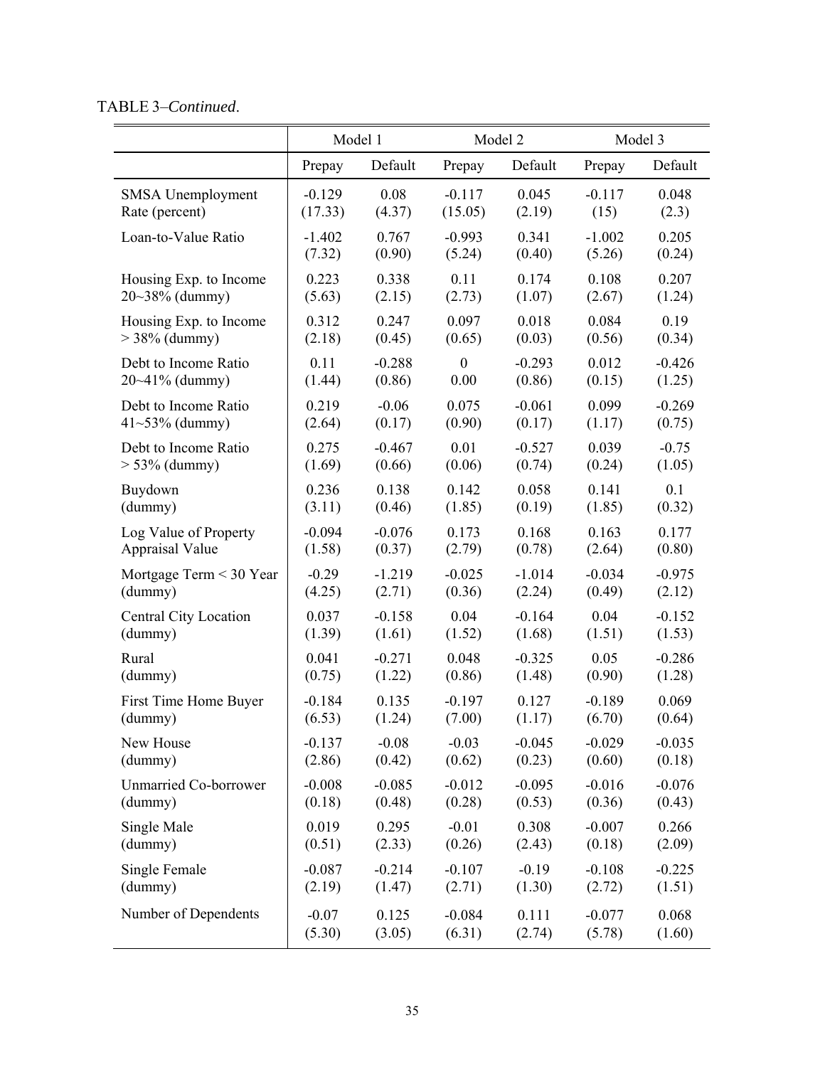TABLE 3–*Continued*.

| | Model 1 | | Model 2 | | Model 3 | |
|---|---|---|---|---|---|---|
| | Prepay | Default | Prepay | Default | Prepay | Default |
| SMSA Unemployment Rate (percent) | -0.129 (17.33) | 0.08 (4.37) | -0.117 (15.05) | 0.045 (2.19) | -0.117 (15) | 0.048 (2.3) |
| Loan-to-Value Ratio | -1.402 (7.32) | 0.767 (0.90) | -0.993 (5.24) | 0.341 (0.40) | -1.002 (5.26) | 0.205 (0.24) |
| Housing Exp. to Income 20~38% (dummy) | 0.223 (5.63) | 0.338 (2.15) | 0.11 (2.73) | 0.174 (1.07) | 0.108 (2.67) | 0.207 (1.24) |
| Housing Exp. to Income > 38% (dummy) | 0.312 (2.18) | 0.247 (0.45) | 0.097 (0.65) | 0.018 (0.03) | 0.084 (0.56) | 0.19 (0.34) |
| Debt to Income Ratio 20~41% (dummy) | 0.11 (1.44) | -0.288 (0.86) | 0 0.00 | -0.293 (0.86) | 0.012 (0.15) | -0.426 (1.25) |
| Debt to Income Ratio 41~53% (dummy) | 0.219 (2.64) | -0.06 (0.17) | 0.075 (0.90) | -0.061 (0.17) | 0.099 (1.17) | -0.269 (0.75) |
| Debt to Income Ratio > 53% (dummy) | 0.275 (1.69) | -0.467 (0.66) | 0.01 (0.06) | -0.527 (0.74) | 0.039 (0.24) | -0.75 (1.05) |
| Buydown (dummy) | 0.236 (3.11) | 0.138 (0.46) | 0.142 (1.85) | 0.058 (0.19) | 0.141 (1.85) | 0.1 (0.32) |
| Log Value of Property Appraisal Value | -0.094 (1.58) | -0.076 (0.37) | 0.173 (2.79) | 0.168 (0.78) | 0.163 (2.64) | 0.177 (0.80) |
| Mortgage Term < 30 Year (dummy) | -0.29 (4.25) | -1.219 (2.71) | -0.025 (0.36) | -1.014 (2.24) | -0.034 (0.49) | -0.975 (2.12) |
| Central City Location (dummy) | 0.037 (1.39) | -0.158 (1.61) | 0.04 (1.52) | -0.164 (1.68) | 0.04 (1.51) | -0.152 (1.53) |
| Rural (dummy) | 0.041 (0.75) | -0.271 (1.22) | 0.048 (0.86) | -0.325 (1.48) | 0.05 (0.90) | -0.286 (1.28) |
| First Time Home Buyer (dummy) | -0.184 (6.53) | 0.135 (1.24) | -0.197 (7.00) | 0.127 (1.17) | -0.189 (6.70) | 0.069 (0.64) |
| New House (dummy) | -0.137 (2.86) | -0.08 (0.42) | -0.03 (0.62) | -0.045 (0.23) | -0.029 (0.60) | -0.035 (0.18) |
| Unmarried Co-borrower (dummy) | -0.008 (0.18) | -0.085 (0.48) | -0.012 (0.28) | -0.095 (0.53) | -0.016 (0.36) | -0.076 (0.43) |
| Single Male (dummy) | 0.019 (0.51) | 0.295 (2.33) | -0.01 (0.26) | 0.308 (2.43) | -0.007 (0.18) | 0.266 (2.09) |
| Single Female (dummy) | -0.087 (2.19) | -0.214 (1.47) | -0.107 (2.71) | -0.19 (1.30) | -0.108 (2.72) | -0.225 (1.51) |
| Number of Dependents | -0.07 (5.30) | 0.125 (3.05) | -0.084 (6.31) | 0.111 (2.74) | -0.077 (5.78) | 0.068 (1.60) |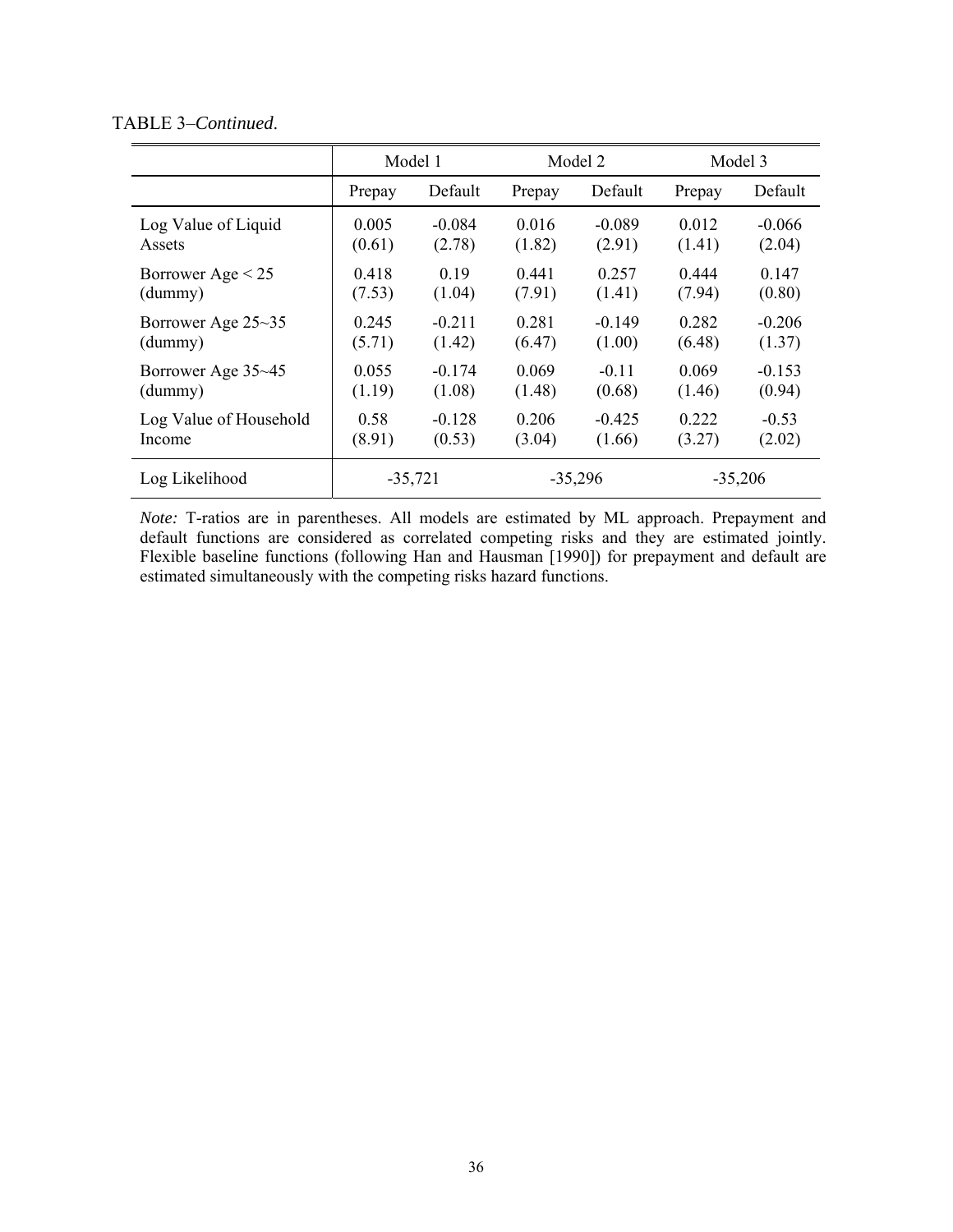TABLE 3–*Continued*.

| | Model 1 | | Model 2 | | Model 3 | |
|---|---|---|---|---|---|---|
| | Prepay | Default | Prepay | Default | Prepay | Default |
| Log Value of Liquid Assets | 0.005 (0.61) | -0.084 (2.78) | 0.016 (1.82) | -0.089 (2.91) | 0.012 (1.41) | -0.066 (2.04) |
| Borrower Age < 25 (dummy) | 0.418 (7.53) | 0.19 (1.04) | 0.441 (7.91) | 0.257 (1.41) | 0.444 (7.94) | 0.147 (0.80) |
| Borrower Age 25~35 (dummy) | 0.245 (5.71) | -0.211 (1.42) | 0.281 (6.47) | -0.149 (1.00) | 0.282 (6.48) | -0.206 (1.37) |
| Borrower Age 35~45 (dummy) | 0.055 (1.19) | -0.174 (1.08) | 0.069 (1.48) | -0.11 (0.68) | 0.069 (1.46) | -0.153 (0.94) |
| Log Value of Household Income | 0.58 (8.91) | -0.128 (0.53) | 0.206 (3.04) | -0.425 (1.66) | 0.222 (3.27) | -0.53 (2.02) |
| Log Likelihood | -35,721 | | -35,296 | | -35,206 | |

*Note:* T-ratios are in parentheses. All models are estimated by ML approach. Prepayment and default functions are considered as correlated competing risks and they are estimated jointly. Flexible baseline functions (following Han and Hausman [1990]) for prepayment and default are estimated simultaneously with the competing risks hazard functions.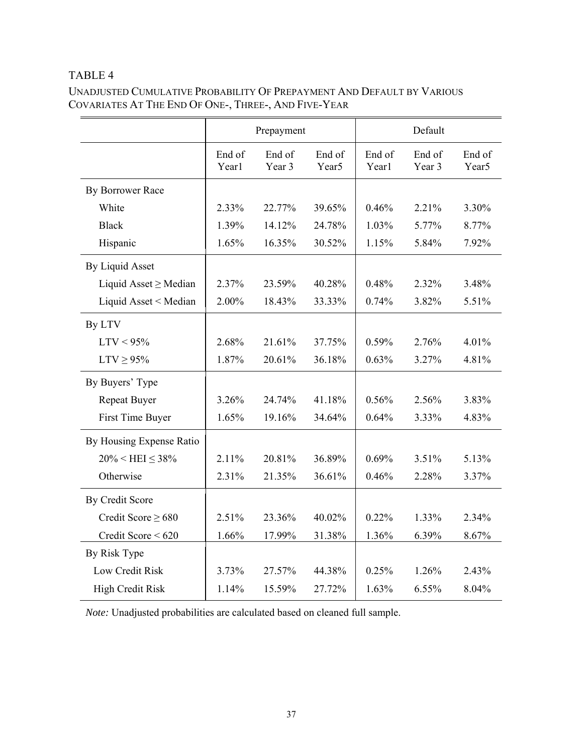TABLE 4

UNADJUSTED CUMULATIVE PROBABILITY OF PREPAYMENT AND DEFAULT BY VARIOUS COVARIATES AT THE END OF ONE-, THREE-, AND FIVE-YEAR

| | Prepayment | | | Default | | |
|---|---|---|---|---|---|---|
| | End of Year1 | End of Year 3 | End of Year5 | End of Year1 | End of Year 3 | End of Year5 |
| By Borrower Race | | | | | | |
| White | 2.33% | 22.77% | 39.65% | 0.46% | 2.21% | 3.30% |
| Black | 1.39% | 14.12% | 24.78% | 1.03% | 5.77% | 8.77% |
| Hispanic | 1.65% | 16.35% | 30.52% | 1.15% | 5.84% | 7.92% |
| By Liquid Asset | | | | | | |
| Liquid Asset ≥ Median | 2.37% | 23.59% | 40.28% | 0.48% | 2.32% | 3.48% |
| Liquid Asset < Median | 2.00% | 18.43% | 33.33% | 0.74% | 3.82% | 5.51% |
| By LTV | | | | | | |
| LTV < 95% | 2.68% | 21.61% | 37.75% | 0.59% | 2.76% | 4.01% |
| LTV ≥ 95% | 1.87% | 20.61% | 36.18% | 0.63% | 3.27% | 4.81% |
| By Buyers' Type | | | | | | |
| Repeat Buyer | 3.26% | 24.74% | 41.18% | 0.56% | 2.56% | 3.83% |
| First Time Buyer | 1.65% | 19.16% | 34.64% | 0.64% | 3.33% | 4.83% |
| By Housing Expense Ratio | | | | | | |
| 20% < HEI ≤ 38% | 2.11% | 20.81% | 36.89% | 0.69% | 3.51% | 5.13% |
| Otherwise | 2.31% | 21.35% | 36.61% | 0.46% | 2.28% | 3.37% |
| By Credit Score | | | | | | |
| Credit Score ≥ 680 | 2.51% | 23.36% | 40.02% | 0.22% | 1.33% | 2.34% |
| Credit Score < 620 | 1.66% | 17.99% | 31.38% | 1.36% | 6.39% | 8.67% |
| By Risk Type | | | | | | |
| Low Credit Risk | 3.73% | 27.57% | 44.38% | 0.25% | 1.26% | 2.43% |
| High Credit Risk | 1.14% | 15.59% | 27.72% | 1.63% | 6.55% | 8.04% |

*Note:* Unadjusted probabilities are calculated based on cleaned full sample.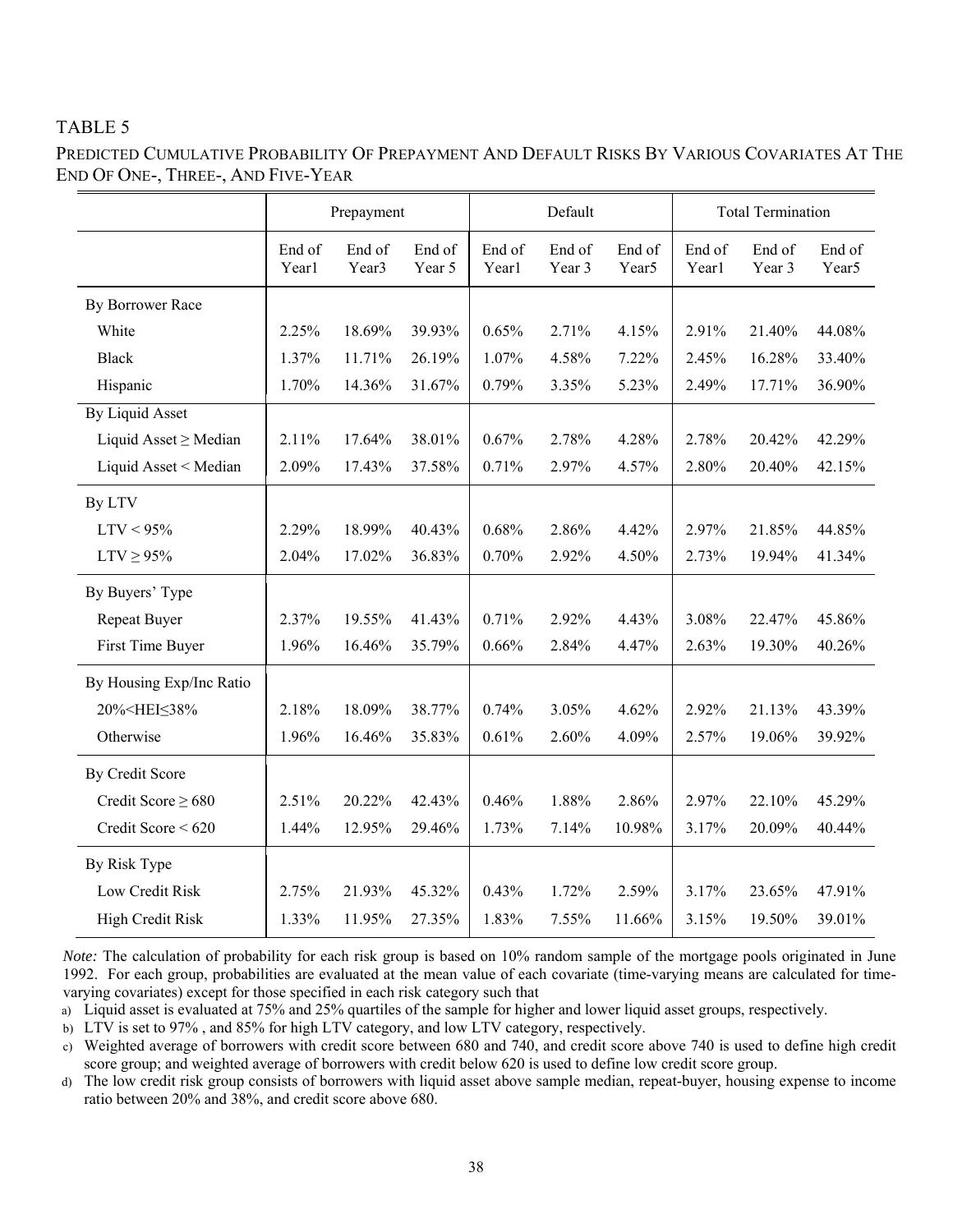TABLE 5

PREDICTED CUMULATIVE PROBABILITY OF PREPAYMENT AND DEFAULT RISKS BY VARIOUS COVARIATES AT THE END OF ONE-, THREE-, AND FIVE-YEAR

| | Prepayment | | | Default | | | Total Termination | | |
|---|---|---|---|---|---|---|---|---|---|
| | End of Year1 | End of Year3 | End of Year 5 | End of Year1 | End of Year 3 | End of Year5 | End of Year1 | End of Year 3 | End of Year5 |
| By Borrower Race | | | | | | | | | |
| White | 2.25% | 18.69% | 39.93% | 0.65% | 2.71% | 4.15% | 2.91% | 21.40% | 44.08% |
| Black | 1.37% | 11.71% | 26.19% | 1.07% | 4.58% | 7.22% | 2.45% | 16.28% | 33.40% |
| Hispanic | 1.70% | 14.36% | 31.67% | 0.79% | 3.35% | 5.23% | 2.49% | 17.71% | 36.90% |
| By Liquid Asset | | | | | | | | | |
| Liquid Asset ≥ Median | 2.11% | 17.64% | 38.01% | 0.67% | 2.78% | 4.28% | 2.78% | 20.42% | 42.29% |
| Liquid Asset < Median | 2.09% | 17.43% | 37.58% | 0.71% | 2.97% | 4.57% | 2.80% | 20.40% | 42.15% |
| By LTV | | | | | | | | | |
| LTV < 95% | 2.29% | 18.99% | 40.43% | 0.68% | 2.86% | 4.42% | 2.97% | 21.85% | 44.85% |
| LTV ≥ 95% | 2.04% | 17.02% | 36.83% | 0.70% | 2.92% | 4.50% | 2.73% | 19.94% | 41.34% |
| By Buyers' Type | | | | | | | | | |
| Repeat Buyer | 2.37% | 19.55% | 41.43% | 0.71% | 2.92% | 4.43% | 3.08% | 22.47% | 45.86% |
| First Time Buyer | 1.96% | 16.46% | 35.79% | 0.66% | 2.84% | 4.47% | 2.63% | 19.30% | 40.26% |
| By Housing Exp/Inc Ratio | | | | | | | | | |
| 20%<HEI≤38% | 2.18% | 18.09% | 38.77% | 0.74% | 3.05% | 4.62% | 2.92% | 21.13% | 43.39% |
| Otherwise | 1.96% | 16.46% | 35.83% | 0.61% | 2.60% | 4.09% | 2.57% | 19.06% | 39.92% |
| By Credit Score | | | | | | | | | |
| Credit Score ≥ 680 | 2.51% | 20.22% | 42.43% | 0.46% | 1.88% | 2.86% | 2.97% | 22.10% | 45.29% |
| Credit Score < 620 | 1.44% | 12.95% | 29.46% | 1.73% | 7.14% | 10.98% | 3.17% | 20.09% | 40.44% |
| By Risk Type | | | | | | | | | |
| Low Credit Risk | 2.75% | 21.93% | 45.32% | 0.43% | 1.72% | 2.59% | 3.17% | 23.65% | 47.91% |
| High Credit Risk | 1.33% | 11.95% | 27.35% | 1.83% | 7.55% | 11.66% | 3.15% | 19.50% | 39.01% |

*Note:* The calculation of probability for each risk group is based on 10% random sample of the mortgage pools originated in June 1992. For each group, probabilities are evaluated at the mean value of each covariate (time-varying means are calculated for time-varying covariates) except for those specified in each risk category such that

a) Liquid asset is evaluated at 75% and 25% quartiles of the sample for higher and lower liquid asset groups, respectively.

b) LTV is set to 97% , and 85% for high LTV category, and low LTV category, respectively.

c) Weighted average of borrowers with credit score between 680 and 740, and credit score above 740 is used to define high credit score group; and weighted average of borrowers with credit below 620 is used to define low credit score group.

d) The low credit risk group consists of borrowers with liquid asset above sample median, repeat-buyer, housing expense to income ratio between 20% and 38%, and credit score above 680.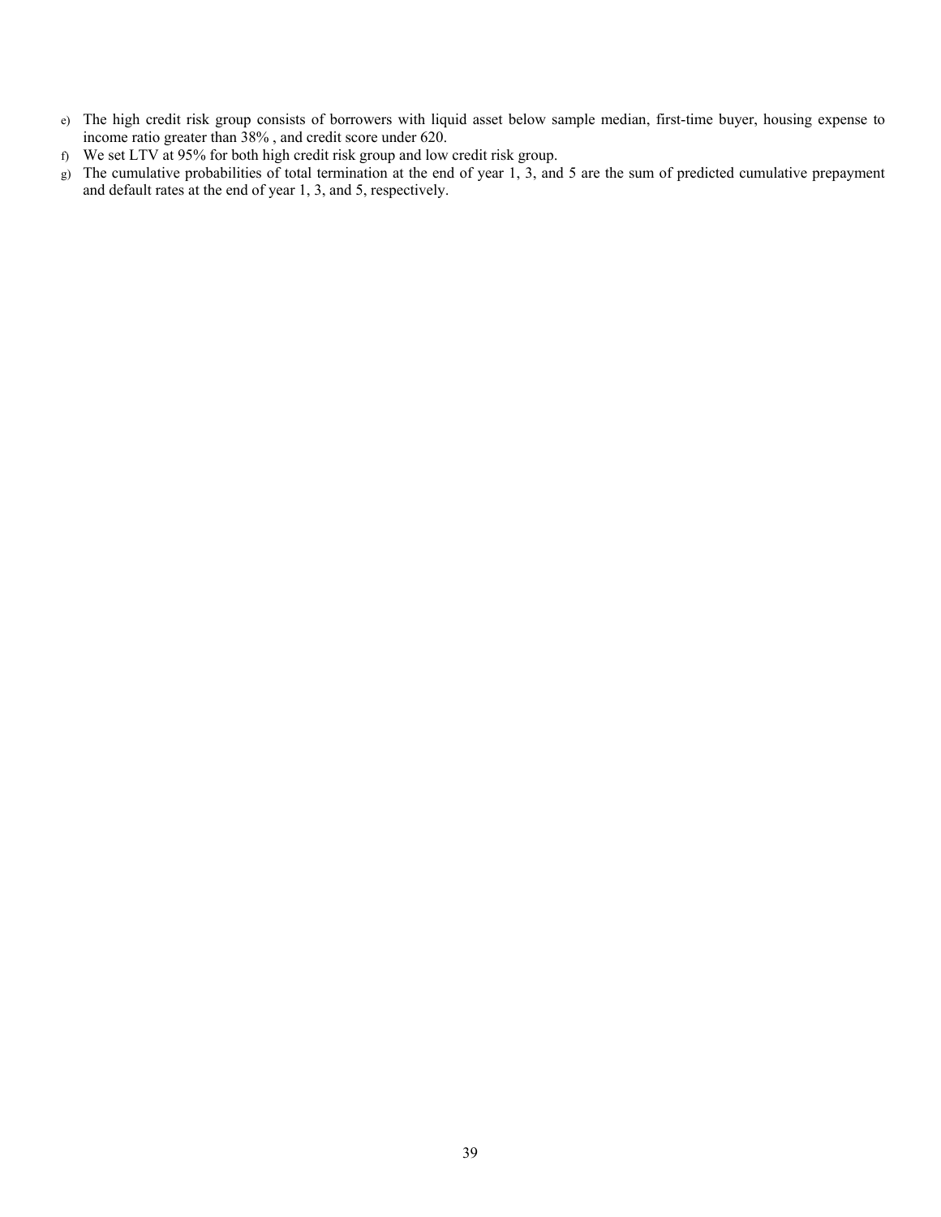e) The high credit risk group consists of borrowers with liquid asset below sample median, first-time buyer, housing expense to income ratio greater than 38% , and credit score under 620.
f) We set LTV at 95% for both high credit risk group and low credit risk group.
g) The cumulative probabilities of total termination at the end of year 1, 3, and 5 are the sum of predicted cumulative prepayment and default rates at the end of year 1, 3, and 5, respectively.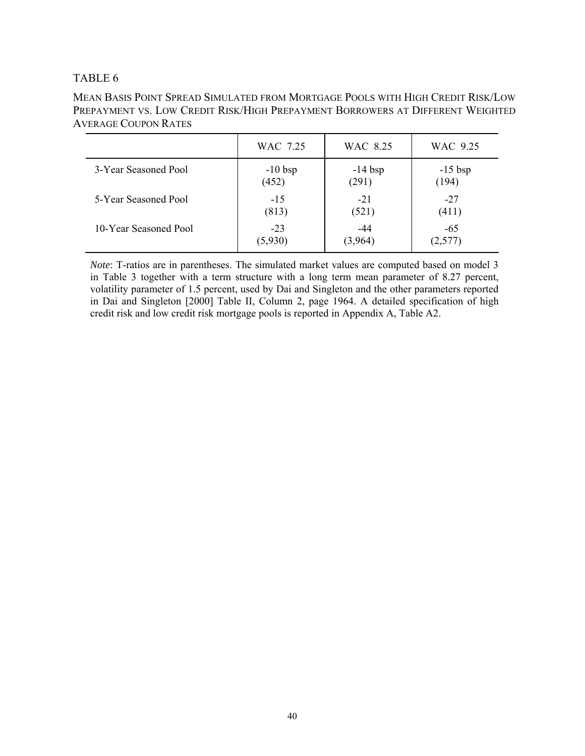TABLE 6

MEAN BASIS POINT SPREAD SIMULATED FROM MORTGAGE POOLS WITH HIGH CREDIT RISK/LOW PREPAYMENT VS. LOW CREDIT RISK/HIGH PREPAYMENT BORROWERS AT DIFFERENT WEIGHTED AVERAGE COUPON RATES

| | WAC 7.25 | WAC 8.25 | WAC 9.25 |
|---|---|---|---|
| 3-Year Seasoned Pool | -10 bsp<br>(452) | -14 bsp<br>(291) | -15 bsp<br>(194) |
| 5-Year Seasoned Pool | -15<br>(813) | -21<br>(521) | -27<br>(411) |
| 10-Year Seasoned Pool | -23<br>(5,930) | -44<br>(3,964) | -65<br>(2,577) |

*Note*: T-ratios are in parentheses. The simulated market values are computed based on model 3 in Table 3 together with a term structure with a long term mean parameter of 8.27 percent, volatility parameter of 1.5 percent, used by Dai and Singleton and the other parameters reported in Dai and Singleton [2000] Table II, Column 2, page 1964. A detailed specification of high credit risk and low credit risk mortgage pools is reported in Appendix A, Table A2.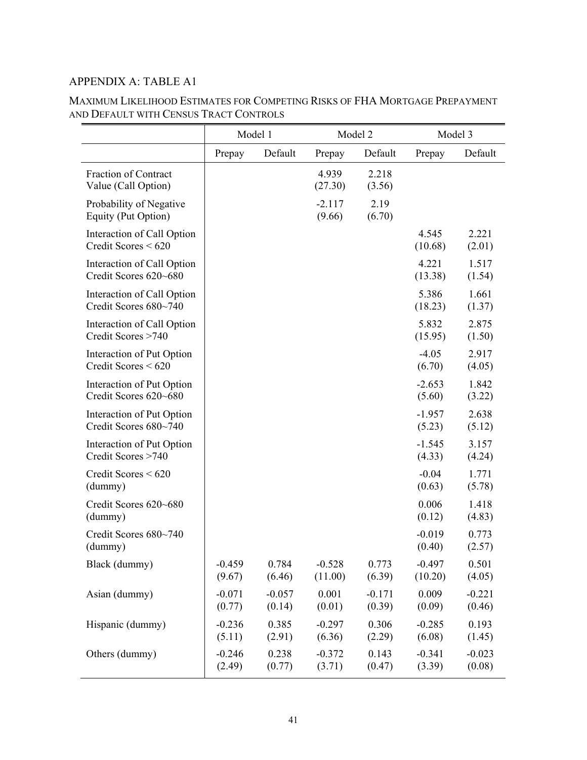## APPENDIX A: TABLE A1

MAXIMUM LIKELIHOOD ESTIMATES FOR COMPETING RISKS OF FHA MORTGAGE PREPAYMENT AND DEFAULT WITH CENSUS TRACT CONTROLS

| | Model 1 | | Model 2 | | Model 3 | |
|---|---|---|---|---|---|---|
| | Prepay | Default | Prepay | Default | Prepay | Default |
| Fraction of Contract Value (Call Option) | | | 4.939 (27.30) | 2.218 (3.56) | | |
| Probability of Negative Equity (Put Option) | | | -2.117 (9.66) | 2.19 (6.70) | | |
| Interaction of Call Option Credit Scores < 620 | | | | | 4.545 (10.68) | 2.221 (2.01) |
| Interaction of Call Option Credit Scores 620~680 | | | | | 4.221 (13.38) | 1.517 (1.54) |
| Interaction of Call Option Credit Scores 680~740 | | | | | 5.386 (18.23) | 1.661 (1.37) |
| Interaction of Call Option Credit Scores >740 | | | | | 5.832 (15.95) | 2.875 (1.50) |
| Interaction of Put Option Credit Scores < 620 | | | | | -4.05 (6.70) | 2.917 (4.05) |
| Interaction of Put Option Credit Scores 620~680 | | | | | -2.653 (5.60) | 1.842 (3.22) |
| Interaction of Put Option Credit Scores 680~740 | | | | | -1.957 (5.23) | 2.638 (5.12) |
| Interaction of Put Option Credit Scores >740 | | | | | -1.545 (4.33) | 3.157 (4.24) |
| Credit Scores < 620 (dummy) | | | | | -0.04 (0.63) | 1.771 (5.78) |
| Credit Scores 620~680 (dummy) | | | | | 0.006 (0.12) | 1.418 (4.83) |
| Credit Scores 680~740 (dummy) | | | | | -0.019 (0.40) | 0.773 (2.57) |
| Black (dummy) | -0.459 (9.67) | 0.784 (6.46) | -0.528 (11.00) | 0.773 (6.39) | -0.497 (10.20) | 0.501 (4.05) |
| Asian (dummy) | -0.071 (0.77) | -0.057 (0.14) | 0.001 (0.01) | -0.171 (0.39) | 0.009 (0.09) | -0.221 (0.46) |
| Hispanic (dummy) | -0.236 (5.11) | 0.385 (2.91) | -0.297 (6.36) | 0.306 (2.29) | -0.285 (6.08) | 0.193 (1.45) |
| Others (dummy) | -0.246 (2.49) | 0.238 (0.77) | -0.372 (3.71) | 0.143 (0.47) | -0.341 (3.39) | -0.023 (0.08) |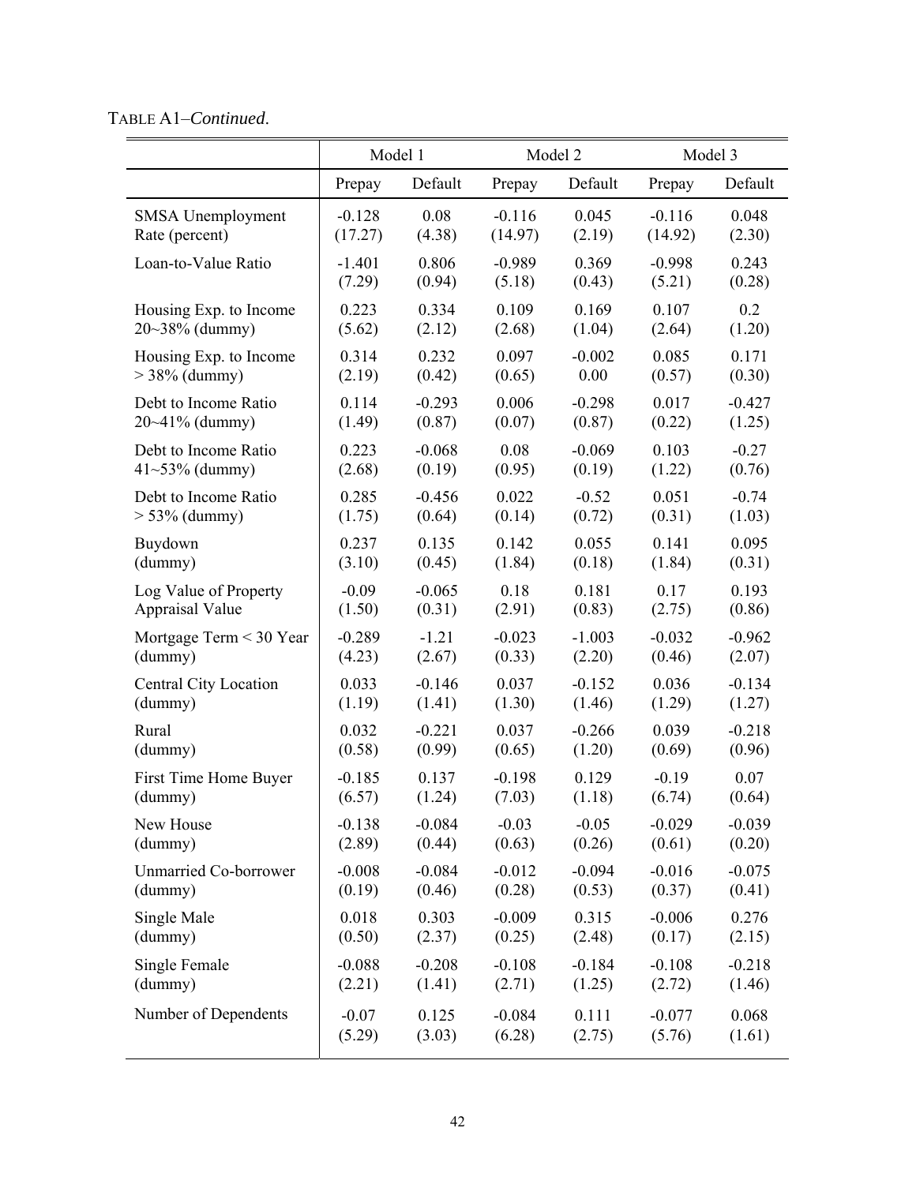TABLE A1–*Continued*.

| | Model 1 | | Model 2 | | Model 3 | |
|---|---|---|---|---|---|---|
| | Prepay | Default | Prepay | Default | Prepay | Default |
| SMSA Unemployment Rate (percent) | -0.128<br>(17.27) | 0.08<br>(4.38) | -0.116<br>(14.97) | 0.045<br>(2.19) | -0.116<br>(14.92) | 0.048<br>(2.30) |
| Loan-to-Value Ratio | -1.401<br>(7.29) | 0.806<br>(0.94) | -0.989<br>(5.18) | 0.369<br>(0.43) | -0.998<br>(5.21) | 0.243<br>(0.28) |
| Housing Exp. to Income 20~38% (dummy) | 0.223<br>(5.62) | 0.334<br>(2.12) | 0.109<br>(2.68) | 0.169<br>(1.04) | 0.107<br>(2.64) | 0.2<br>(1.20) |
| Housing Exp. to Income > 38% (dummy) | 0.314<br>(2.19) | 0.232<br>(0.42) | 0.097<br>(0.65) | -0.002<br>0.00 | 0.085<br>(0.57) | 0.171<br>(0.30) |
| Debt to Income Ratio 20~41% (dummy) | 0.114<br>(1.49) | -0.293<br>(0.87) | 0.006<br>(0.07) | -0.298<br>(0.87) | 0.017<br>(0.22) | -0.427<br>(1.25) |
| Debt to Income Ratio 41~53% (dummy) | 0.223<br>(2.68) | -0.068<br>(0.19) | 0.08<br>(0.95) | -0.069<br>(0.19) | 0.103<br>(1.22) | -0.27<br>(0.76) |
| Debt to Income Ratio > 53% (dummy) | 0.285<br>(1.75) | -0.456<br>(0.64) | 0.022<br>(0.14) | -0.52<br>(0.72) | 0.051<br>(0.31) | -0.74<br>(1.03) |
| Buydown (dummy) | 0.237<br>(3.10) | 0.135<br>(0.45) | 0.142<br>(1.84) | 0.055<br>(0.18) | 0.141<br>(1.84) | 0.095<br>(0.31) |
| Log Value of Property Appraisal Value | -0.09<br>(1.50) | -0.065<br>(0.31) | 0.18<br>(2.91) | 0.181<br>(0.83) | 0.17<br>(2.75) | 0.193<br>(0.86) |
| Mortgage Term < 30 Year (dummy) | -0.289<br>(4.23) | -1.21<br>(2.67) | -0.023<br>(0.33) | -1.003<br>(2.20) | -0.032<br>(0.46) | -0.962<br>(2.07) |
| Central City Location (dummy) | 0.033<br>(1.19) | -0.146<br>(1.41) | 0.037<br>(1.30) | -0.152<br>(1.46) | 0.036<br>(1.29) | -0.134<br>(1.27) |
| Rural (dummy) | 0.032<br>(0.58) | -0.221<br>(0.99) | 0.037<br>(0.65) | -0.266<br>(1.20) | 0.039<br>(0.69) | -0.218<br>(0.96) |
| First Time Home Buyer (dummy) | -0.185<br>(6.57) | 0.137<br>(1.24) | -0.198<br>(7.03) | 0.129<br>(1.18) | -0.19<br>(6.74) | 0.07<br>(0.64) |
| New House (dummy) | -0.138<br>(2.89) | -0.084<br>(0.44) | -0.03<br>(0.63) | -0.05<br>(0.26) | -0.029<br>(0.61) | -0.039<br>(0.20) |
| Unmarried Co-borrower (dummy) | -0.008<br>(0.19) | -0.084<br>(0.46) | -0.012<br>(0.28) | -0.094<br>(0.53) | -0.016<br>(0.37) | -0.075<br>(0.41) |
| Single Male (dummy) | 0.018<br>(0.50) | 0.303<br>(2.37) | -0.009<br>(0.25) | 0.315<br>(2.48) | -0.006<br>(0.17) | 0.276<br>(2.15) |
| Single Female (dummy) | -0.088<br>(2.21) | -0.208<br>(1.41) | -0.108<br>(2.71) | -0.184<br>(1.25) | -0.108<br>(2.72) | -0.218<br>(1.46) |
| Number of Dependents | -0.07<br>(5.29) | 0.125<br>(3.03) | -0.084<br>(6.28) | 0.111<br>(2.75) | -0.077<br>(5.76) | 0.068<br>(1.61) |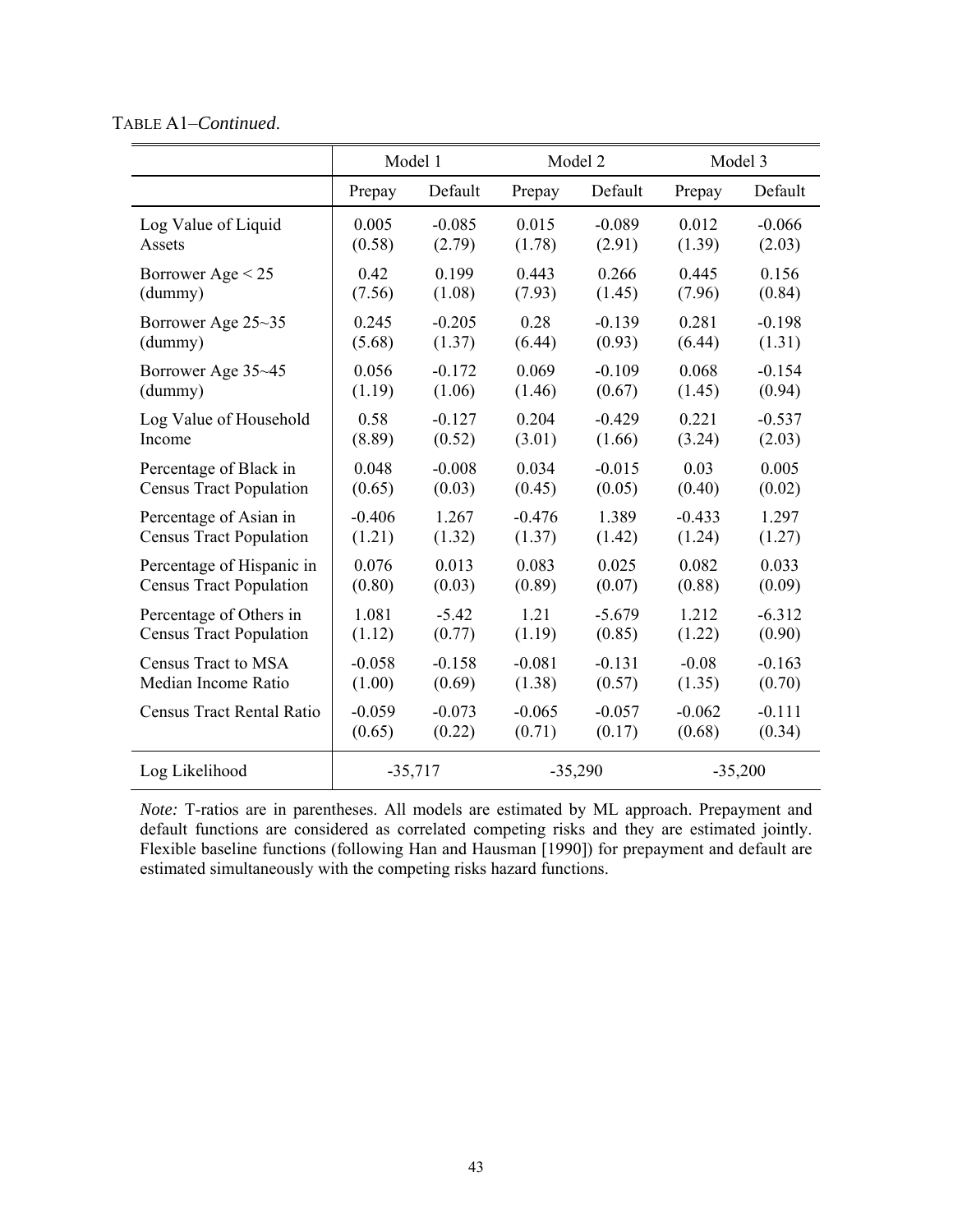TABLE A1–*Continued*.

| | Model 1 | | Model 2 | | Model 3 | |
|---|---|---|---|---|---|---|
| | Prepay | Default | Prepay | Default | Prepay | Default |
| Log Value of Liquid Assets | 0.005<br>(0.58) | -0.085<br>(2.79) | 0.015<br>(1.78) | -0.089<br>(2.91) | 0.012<br>(1.39) | -0.066<br>(2.03) |
| Borrower Age < 25 (dummy) | 0.42<br>(7.56) | 0.199<br>(1.08) | 0.443<br>(7.93) | 0.266<br>(1.45) | 0.445<br>(7.96) | 0.156<br>(0.84) |
| Borrower Age 25~35 (dummy) | 0.245<br>(5.68) | -0.205<br>(1.37) | 0.28<br>(6.44) | -0.139<br>(0.93) | 0.281<br>(6.44) | -0.198<br>(1.31) |
| Borrower Age 35~45 (dummy) | 0.056<br>(1.19) | -0.172<br>(1.06) | 0.069<br>(1.46) | -0.109<br>(0.67) | 0.068<br>(1.45) | -0.154<br>(0.94) |
| Log Value of Household Income | 0.58<br>(8.89) | -0.127<br>(0.52) | 0.204<br>(3.01) | -0.429<br>(1.66) | 0.221<br>(3.24) | -0.537<br>(2.03) |
| Percentage of Black in Census Tract Population | 0.048<br>(0.65) | -0.008<br>(0.03) | 0.034<br>(0.45) | -0.015<br>(0.05) | 0.03<br>(0.40) | 0.005<br>(0.02) |
| Percentage of Asian in Census Tract Population | -0.406<br>(1.21) | 1.267<br>(1.32) | -0.476<br>(1.37) | 1.389<br>(1.42) | -0.433<br>(1.24) | 1.297<br>(1.27) |
| Percentage of Hispanic in Census Tract Population | 0.076<br>(0.80) | 0.013<br>(0.03) | 0.083<br>(0.89) | 0.025<br>(0.07) | 0.082<br>(0.88) | 0.033<br>(0.09) |
| Percentage of Others in Census Tract Population | 1.081<br>(1.12) | -5.42<br>(0.77) | 1.21<br>(1.19) | -5.679<br>(0.85) | 1.212<br>(1.22) | -6.312<br>(0.90) |
| Census Tract to MSA Median Income Ratio | -0.058<br>(1.00) | -0.158<br>(0.69) | -0.081<br>(1.38) | -0.131<br>(0.57) | -0.08<br>(1.35) | -0.163<br>(0.70) |
| Census Tract Rental Ratio | -0.059<br>(0.65) | -0.073<br>(0.22) | -0.065<br>(0.71) | -0.057<br>(0.17) | -0.062<br>(0.68) | -0.111<br>(0.34) |
| Log Likelihood | -35,717 | | -35,290 | | -35,200 | |

*Note:* T-ratios are in parentheses. All models are estimated by ML approach. Prepayment and default functions are considered as correlated competing risks and they are estimated jointly. Flexible baseline functions (following Han and Hausman [1990]) for prepayment and default are estimated simultaneously with the competing risks hazard functions.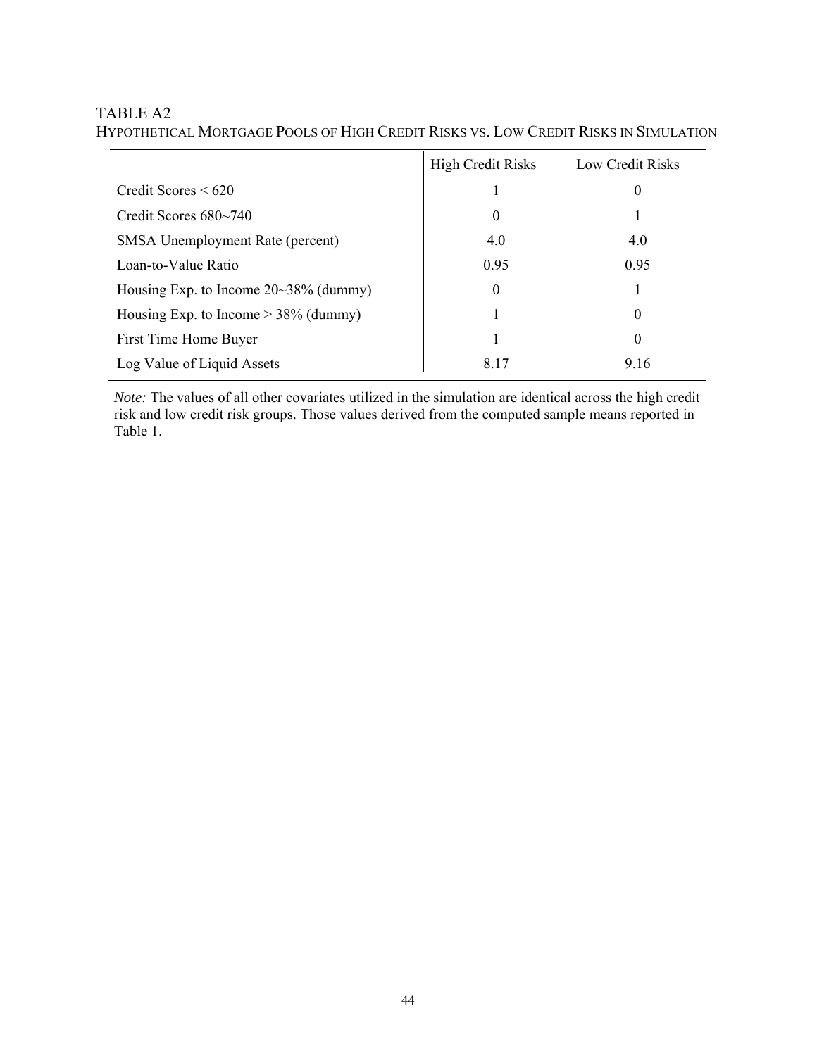TABLE A2

HYPOTHETICAL MORTGAGE POOLS OF HIGH CREDIT RISKS VS. LOW CREDIT RISKS IN SIMULATION

| | High Credit Risks | Low Credit Risks |
|---|---|---|
| Credit Scores < 620 | 1 | 0 |
| Credit Scores 680~740 | 0 | 1 |
| SMSA Unemployment Rate (percent) | 4.0 | 4.0 |
| Loan-to-Value Ratio | 0.95 | 0.95 |
| Housing Exp. to Income 20~38% (dummy) | 0 | 1 |
| Housing Exp. to Income > 38% (dummy) | 1 | 0 |
| First Time Home Buyer | 1 | 0 |
| Log Value of Liquid Assets | 8.17 | 9.16 |

*Note:* The values of all other covariates utilized in the simulation are identical across the high credit risk and low credit risk groups. Those values derived from the computed sample means reported in Table 1.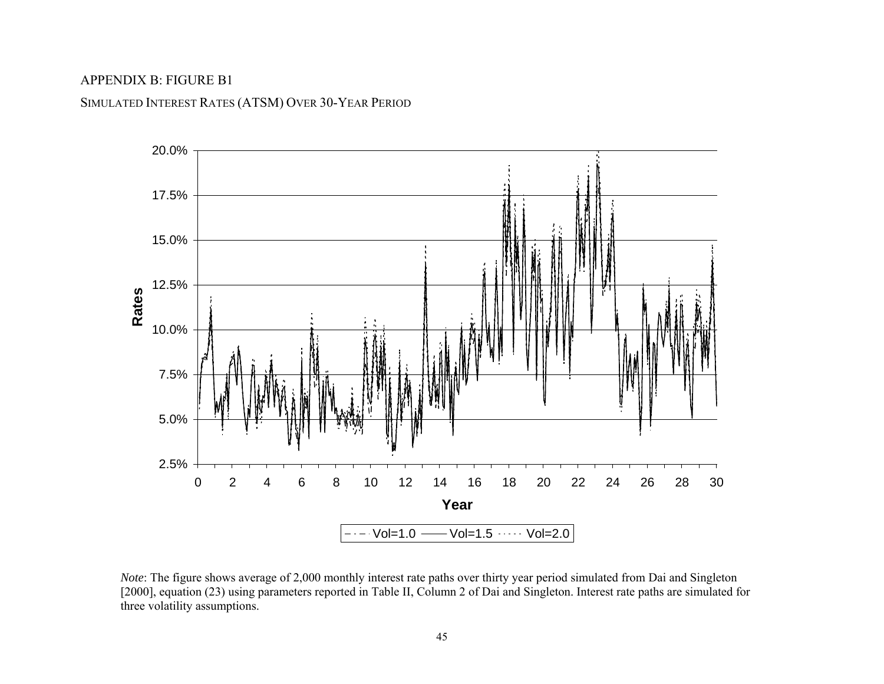APPENDIX B: FIGURE B1

SIMULATED INTEREST RATES (ATSM) OVER 30-YEAR PERIOD

20.0%
17.5%
15.0%
12.5%
10.0%
7.5%
5.0%
2.5%

Rates

0 2 4 6 8 10 12 14 16 18 20 22 24 26 28 30

Year

Vol=1.0 Vol=1.5 Vol=2.0

*Note*: The figure shows average of 2,000 monthly interest rate paths over thirty year period simulated from Dai and Singleton [2000], equation (23) using parameters reported in Table II, Column 2 of Dai and Singleton. Interest rate paths are simulated for three volatility assumptions.